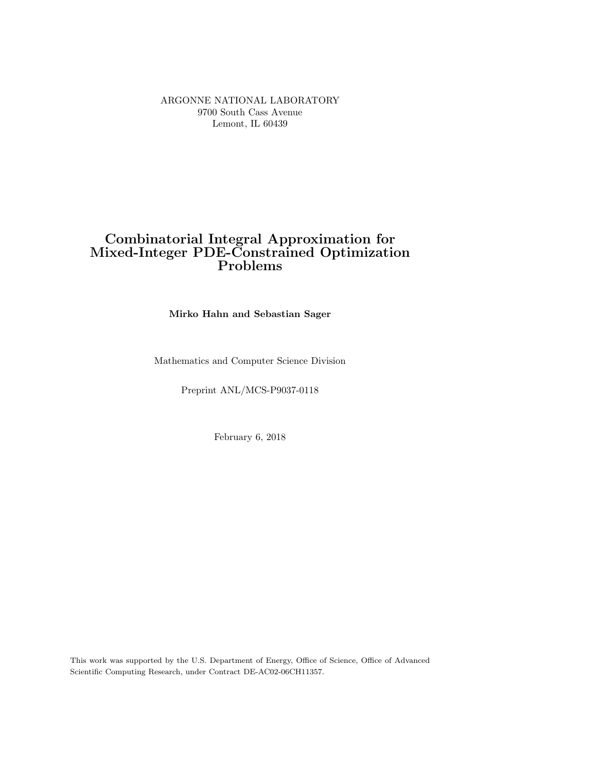ARGONNE NATIONAL LABORATORY
9700 South Cass Avenue
Lemont, IL 60439

# Combinatorial Integral Approximation for Mixed-Integer PDE-Constrained Optimization Problems

**Mirko Hahn and Sebastian Sager**

Mathematics and Computer Science Division

Preprint ANL/MCS-P9037-0118

February 6, 2018

This work was supported by the U.S. Department of Energy, Office of Science, Office of Advanced Scientific Computing Research, under Contract DE-AC02-06CH11357.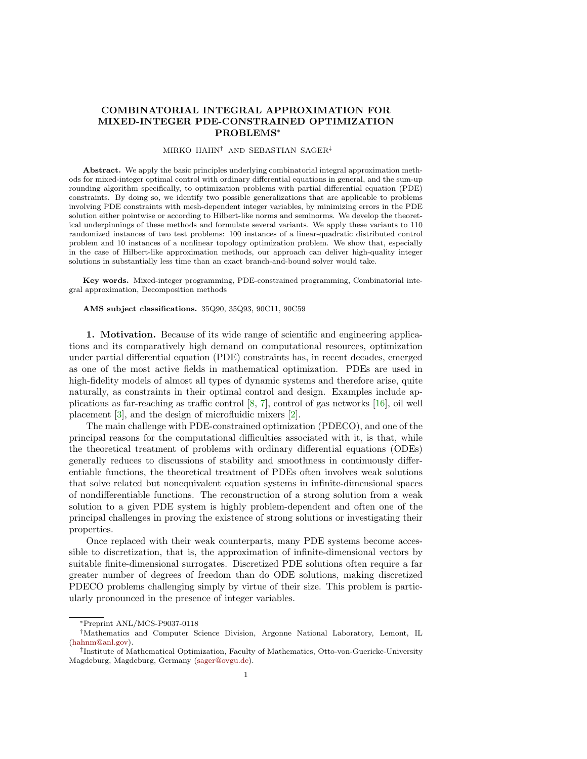# COMBINATORIAL INTEGRAL APPROXIMATION FOR MIXED-INTEGER PDE-CONSTRAINED OPTIMIZATION PROBLEMS*

MIRKO HAHN† AND SEBASTIAN SAGER‡

**Abstract.** We apply the basic principles underlying combinatorial integral approximation methods for mixed-integer optimal control with ordinary differential equations in general, and the sum-up rounding algorithm specifically, to optimization problems with partial differential equation (PDE) constraints. By doing so, we identify two possible generalizations that are applicable to problems involving PDE constraints with mesh-dependent integer variables, by minimizing errors in the PDE solution either pointwise or according to Hilbert-like norms and seminorms. We develop the theoretical underpinnings of these methods and formulate several variants. We apply these variants to 110 randomized instances of two test problems: 100 instances of a linear-quadratic distributed control problem and 10 instances of a nonlinear topology optimization problem. We show that, especially in the case of Hilbert-like approximation methods, our approach can deliver high-quality integer solutions in substantially less time than an exact branch-and-bound solver would take.

**Key words.** Mixed-integer programming, PDE-constrained programming, Combinatorial integral approximation, Decomposition methods

**AMS subject classifications.** 35Q90, 35Q93, 90C11, 90C59

## 1. Motivation.

Because of its wide range of scientific and engineering applications and its comparatively high demand on computational resources, optimization under partial differential equation (PDE) constraints has, in recent decades, emerged as one of the most active fields in mathematical optimization. PDEs are used in high-fidelity models of almost all types of dynamic systems and therefore arise, quite naturally, as constraints in their optimal control and design. Examples include applications as far-reaching as traffic control [8, 7], control of gas networks [16], oil well placement [3], and the design of microfluidic mixers [2].

The main challenge with PDE-constrained optimization (PDECO), and one of the principal reasons for the computational difficulties associated with it, is that, while the theoretical treatment of problems with ordinary differential equations (ODEs) generally reduces to discussions of stability and smoothness in continuously differentiable functions, the theoretical treatment of PDEs often involves weak solutions that solve related but nonequivalent equation systems in infinite-dimensional spaces of nondifferentiable functions. The reconstruction of a strong solution from a weak solution to a given PDE system is highly problem-dependent and often one of the principal challenges in proving the existence of strong solutions or investigating their properties.

Once replaced with their weak counterparts, many PDE systems become accessible to discretization, that is, the approximation of infinite-dimensional vectors by suitable finite-dimensional surrogates. Discretized PDE solutions often require a far greater number of degrees of freedom than do ODE solutions, making discretized PDECO problems challenging simply by virtue of their size. This problem is particularly pronounced in the presence of integer variables.

---

*Preprint ANL/MCS-P9037-0118

†Mathematics and Computer Science Division, Argonne National Laboratory, Lemont, IL (hahnm@anl.gov).

‡Institute of Mathematical Optimization, Faculty of Mathematics, Otto-von-Guericke-University Magdeburg, Magdeburg, Germany (sager@ovgu.de).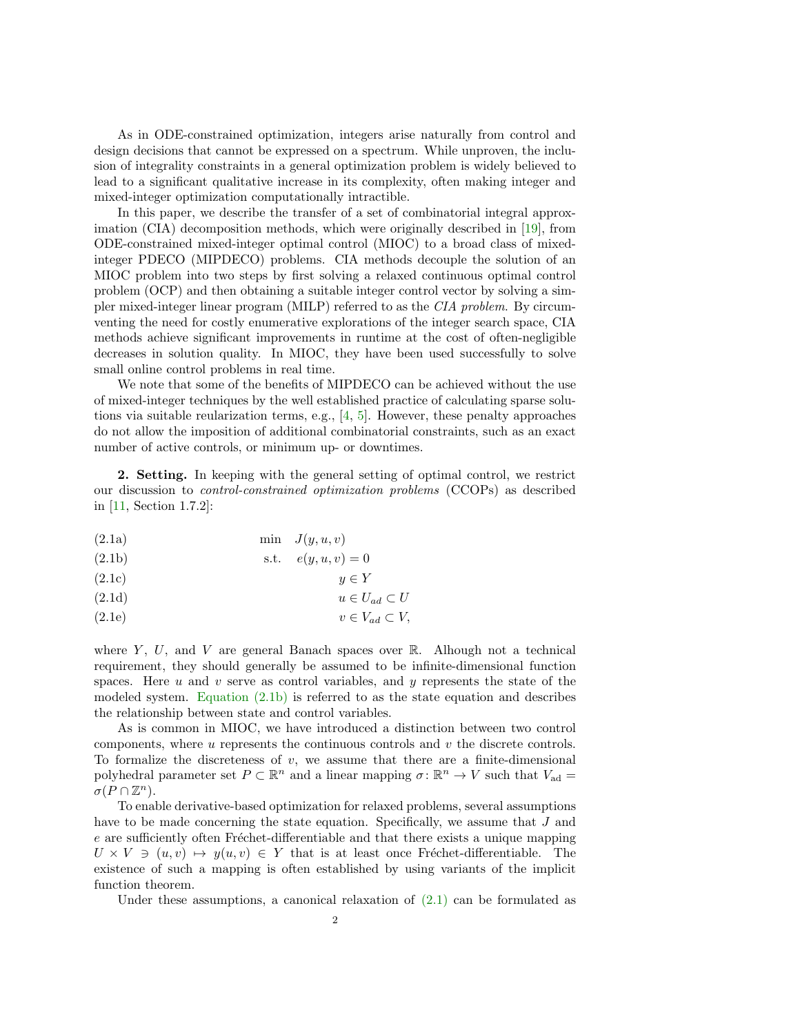As in ODE-constrained optimization, integers arise naturally from control and design decisions that cannot be expressed on a spectrum. While unproven, the inclusion of integrality constraints in a general optimization problem is widely believed to lead to a significant qualitative increase in its complexity, often making integer and mixed-integer optimization computationally intractible.

In this paper, we describe the transfer of a set of combinatorial integral approximation (CIA) decomposition methods, which were originally described in [19], from ODE-constrained mixed-integer optimal control (MIOC) to a broad class of mixed-integer PDECO (MIPDECO) problems. CIA methods decouple the solution of an MIOC problem into two steps by first solving a relaxed continuous optimal control problem (OCP) and then obtaining a suitable integer control vector by solving a simpler mixed-integer linear program (MILP) referred to as the *CIA problem*. By circumventing the need for costly enumerative explorations of the integer search space, CIA methods achieve significant improvements in runtime at the cost of often-negligible decreases in solution quality. In MIOC, they have been used successfully to solve small online control problems in real time.

We note that some of the benefits of MIPDECO can be achieved without the use of mixed-integer techniques by the well established practice of calculating sparse solutions via suitable reularization terms, e.g., [4, 5]. However, these penalty approaches do not allow the imposition of additional combinatorial constraints, such as an exact number of active controls, or minimum up- or downtimes.

**2. Setting.** In keeping with the general setting of optimal control, we restrict our discussion to *control-constrained optimization problems* (CCOPs) as described in [11, Section 1.7.2]:

$$
\begin{aligned}
&\min \quad J(y,u,v) && \text{(2.1a)}\\
&\text{s.t.} \quad e(y,u,v)=0 && \text{(2.1b)}\\
&\qquad\quad y\in Y && \text{(2.1c)}\\
&\qquad\quad u\in U_{ad}\subset U && \text{(2.1d)}\\
&\qquad\quad v\in V_{ad}\subset V, && \text{(2.1e)}
\end{aligned}
$$

where $Y$, $U$, and $V$ are general Banach spaces over $\mathbb{R}$. Alhough not a technical requirement, they should generally be assumed to be infinite-dimensional function spaces. Here $u$ and $v$ serve as control variables, and $y$ represents the state of the modeled system. Equation (2.1b) is referred to as the state equation and describes the relationship between state and control variables.

As is common in MIOC, we have introduced a distinction between two control components, where $u$ represents the continuous controls and $v$ the discrete controls. To formalize the discreteness of $v$, we assume that there are a finite-dimensional polyhedral parameter set $P\subset\mathbb{R}^n$ and a linear mapping $\sigma\colon\mathbb{R}^n\to V$ such that $V_{\text{ad}}=\sigma(P\cap\mathbb{Z}^n)$.

To enable derivative-based optimization for relaxed problems, several assumptions have to be made concerning the state equation. Specifically, we assume that $J$ and $e$ are sufficiently often Fréchet-differentiable and that there exists a unique mapping $U\times V\ni(u,v)\mapsto y(u,v)\in Y$ that is at least once Fréchet-differentiable. The existence of such a mapping is often established by using variants of the implicit function theorem.

Under these assumptions, a canonical relaxation of (2.1) can be formulated as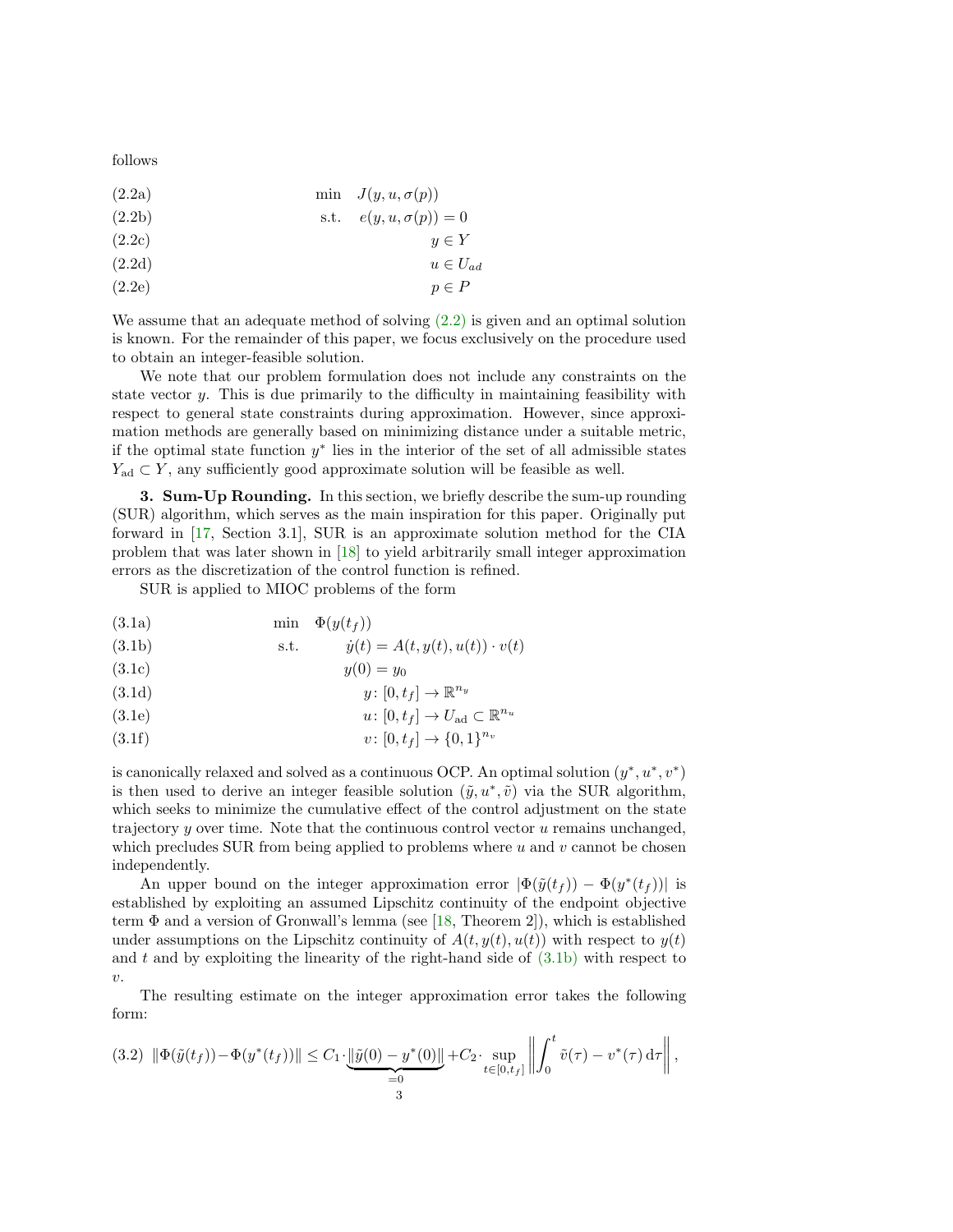follows

$$
\begin{aligned}
&\text{(2.2a)} \qquad && \min \quad J(y, u, \sigma(p)) \\
&\text{(2.2b)} \qquad && \text{s.t.} \quad e(y, u, \sigma(p)) = 0 \\
&\text{(2.2c)} \qquad && \qquad\qquad y \in Y \\
&\text{(2.2d)} \qquad && \qquad\qquad u \in U_{ad} \\
&\text{(2.2e)} \qquad && \qquad\qquad p \in P
\end{aligned}
$$

We assume that an adequate method of solving (2.2) is given and an optimal solution is known. For the remainder of this paper, we focus exclusively on the procedure used to obtain an integer-feasible solution.

We note that our problem formulation does not include any constraints on the state vector $y$. This is due primarily to the difficulty in maintaining feasibility with respect to general state constraints during approximation. However, since approximation methods are generally based on minimizing distance under a suitable metric, if the optimal state function $y^*$ lies in the interior of the set of all admissible states $Y_{\text{ad}} \subset Y$, any sufficiently good approximate solution will be feasible as well.

## 3. Sum-Up Rounding.

In this section, we briefly describe the sum-up rounding (SUR) algorithm, which serves as the main inspiration for this paper. Originally put forward in [17, Section 3.1], SUR is an approximate solution method for the CIA problem that was later shown in [18] to yield arbitrarily small integer approximation errors as the discretization of the control function is refined.

SUR is applied to MIOC problems of the form

$$
\begin{aligned}
&\text{(3.1a)} \qquad && \min \quad \Phi(y(t_f)) \\
&\text{(3.1b)} \qquad && \text{s.t.} \quad \dot{y}(t) = A(t, y(t), u(t)) \cdot v(t) \\
&\text{(3.1c)} \qquad && \qquad y(0) = y_0 \\
&\text{(3.1d)} \qquad && \qquad y \colon [0, t_f] \to \mathbb{R}^{n_y} \\
&\text{(3.1e)} \qquad && \qquad u \colon [0, t_f] \to U_{\text{ad}} \subset \mathbb{R}^{n_u} \\
&\text{(3.1f)} \qquad && \qquad v \colon [0, t_f] \to \{0, 1\}^{n_v}
\end{aligned}
$$

is canonically relaxed and solved as a continuous OCP. An optimal solution $(y^*, u^*, v^*)$ is then used to derive an integer feasible solution $(\tilde{y}, u^*, \tilde{v})$ via the SUR algorithm, which seeks to minimize the cumulative effect of the control adjustment on the state trajectory $y$ over time. Note that the continuous control vector $u$ remains unchanged, which precludes SUR from being applied to problems where $u$ and $v$ cannot be chosen independently.

An upper bound on the integer approximation error $|\Phi(\tilde{y}(t_f)) - \Phi(y^*(t_f))|$ is established by exploiting an assumed Lipschitz continuity of the endpoint objective term $\Phi$ and a version of Gronwall's lemma (see [18, Theorem 2]), which is established under assumptions on the Lipschitz continuity of $A(t, y(t), u(t))$ with respect to $y(t)$ and $t$ and by exploiting the linearity of the right-hand side of (3.1b) with respect to $v$.

The resulting estimate on the integer approximation error takes the following form:

$$
\text{(3.2)} \quad \|\Phi(\tilde{y}(t_f)) - \Phi(y^*(t_f))\| \le C_1 \cdot \underbrace{\|\tilde{y}(0) - y^*(0)\|}_{=0} + C_2 \cdot \sup_{t \in [0, t_f]} \left\| \int_0^t \tilde{v}(\tau) - v^*(\tau) \, \mathrm{d}\tau \right\|,
$$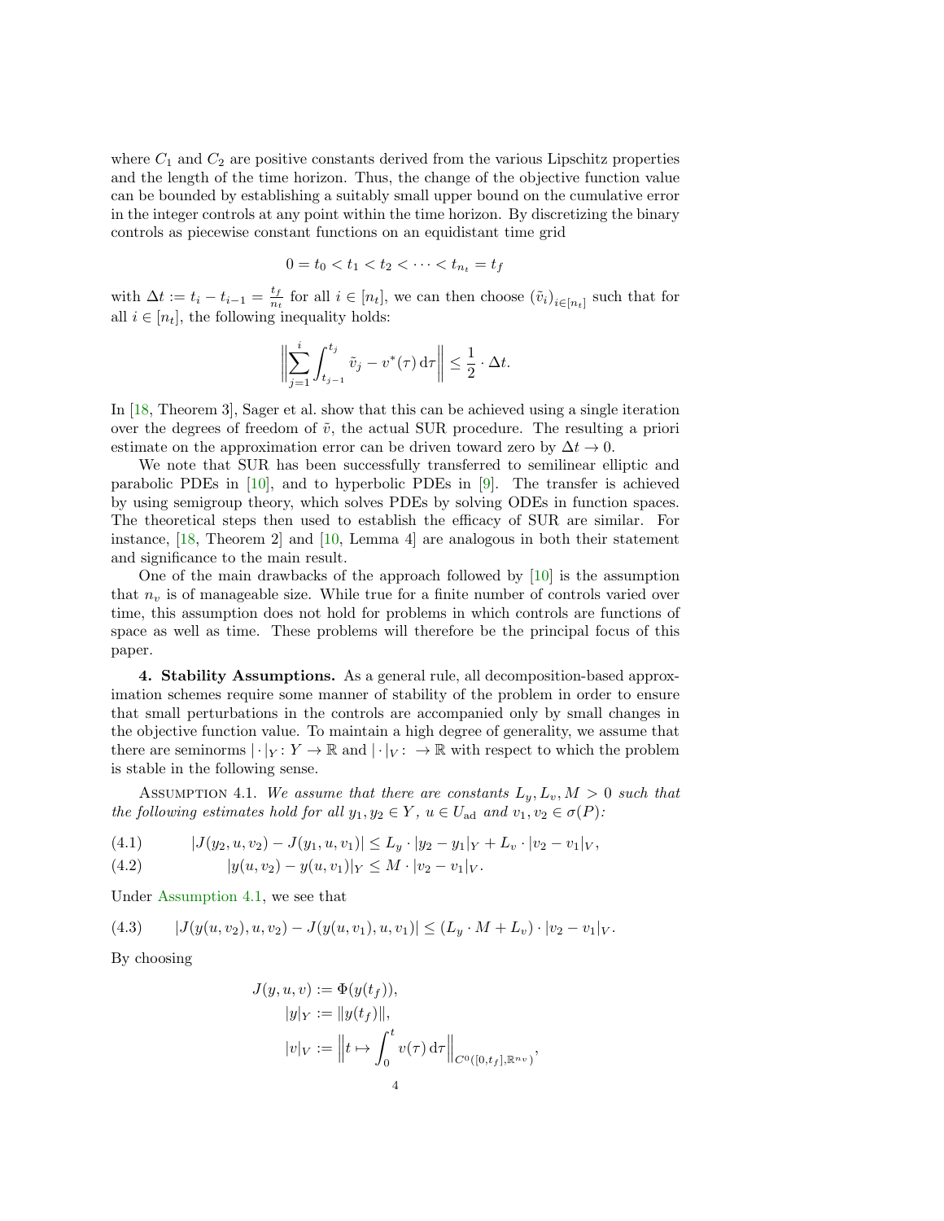where $C_1$ and $C_2$ are positive constants derived from the various Lipschitz properties and the length of the time horizon. Thus, the change of the objective function value can be bounded by establishing a suitably small upper bound on the cumulative error in the integer controls at any point within the time horizon. By discretizing the binary controls as piecewise constant functions on an equidistant time grid

$$0 = t_0 < t_1 < t_2 < \cdots < t_{n_t} = t_f$$

with $\Delta t := t_i - t_{i-1} = \frac{t_f}{n_t}$ for all $i \in [n_t]$, we can then choose $(\tilde{v}_i)_{i\in[n_t]}$ such that for all $i \in [n_t]$, the following inequality holds:

$$\left\| \sum_{j=1}^{i} \int_{t_{j-1}}^{t_j} \tilde{v}_j - v^*(\tau)\, \mathrm{d}\tau \right\| \leq \frac{1}{2} \cdot \Delta t.$$

In [18, Theorem 3], Sager et al. show that this can be achieved using a single iteration over the degrees of freedom of $\tilde{v}$, the actual SUR procedure. The resulting a priori estimate on the approximation error can be driven toward zero by $\Delta t \to 0$.

We note that SUR has been successfully transferred to semilinear elliptic and parabolic PDEs in [10], and to hyperbolic PDEs in [9]. The transfer is achieved by using semigroup theory, which solves PDEs by solving ODEs in function spaces. The theoretical steps then used to establish the efficacy of SUR are similar. For instance, [18, Theorem 2] and [10, Lemma 4] are analogous in both their statement and significance to the main result.

One of the main drawbacks of the approach followed by [10] is the assumption that $n_v$ is of manageable size. While true for a finite number of controls varied over time, this assumption does not hold for problems in which controls are functions of space as well as time. These problems will therefore be the principal focus of this paper.

**4. Stability Assumptions.** As a general rule, all decomposition-based approximation schemes require some manner of stability of the problem in order to ensure that small perturbations in the controls are accompanied only by small changes in the objective function value. To maintain a high degree of generality, we assume that there are seminorms $|\cdot|_Y : Y \to \mathbb{R}$ and $|\cdot|_V : \to \mathbb{R}$ with respect to which the problem is stable in the following sense.

Assumption 4.1. *We assume that there are constants $L_y, L_v, M > 0$ such that the following estimates hold for all $y_1, y_2 \in Y$, $u \in U_{\mathrm{ad}}$ and $v_1, v_2 \in \sigma(P)$:*

$$|J(y_2, u, v_2) - J(y_1, u, v_1)| \leq L_y \cdot |y_2 - y_1|_Y + L_v \cdot |v_2 - v_1|_V, \tag{4.1}$$

$$|y(u, v_2) - y(u, v_1)|_Y \leq M \cdot |v_2 - v_1|_V. \tag{4.2}$$

Under Assumption 4.1, we see that

$$|J(y(u, v_2), u, v_2) - J(y(u, v_1), u, v_1)| \leq (L_y \cdot M + L_v) \cdot |v_2 - v_1|_V. \tag{4.3}$$

By choosing

$$J(y, u, v) := \Phi(y(t_f)),$$
$$|y|_Y := \|y(t_f)\|,$$
$$|v|_V := \left\| t \mapsto \int_0^t v(\tau)\, \mathrm{d}\tau \right\|_{C^0([0,t_f],\mathbb{R}^{n_v})},$$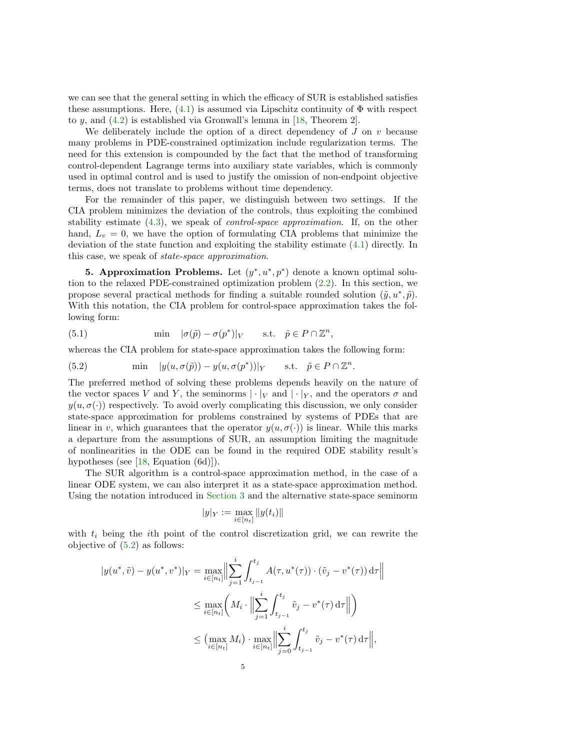we can see that the general setting in which the efficacy of SUR is established satisfies these assumptions. Here, (4.1) is assumed via Lipschitz continuity of $\Phi$ with respect to $y$, and (4.2) is established via Gronwall's lemma in [18, Theorem 2].

We deliberately include the option of a direct dependency of $J$ on $v$ because many problems in PDE-constrained optimization include regularization terms. The need for this extension is compounded by the fact that the method of transforming control-dependent Lagrange terms into auxiliary state variables, which is commonly used in optimal control and is used to justify the omission of non-endpoint objective terms, does not translate to problems without time dependency.

For the remainder of this paper, we distinguish between two settings. If the CIA problem minimizes the deviation of the controls, thus exploiting the combined stability estimate (4.3), we speak of *control-space approximation*. If, on the other hand, $L_v = 0$, we have the option of formulating CIA problems that minimize the deviation of the state function and exploiting the stability estimate (4.1) directly. In this case, we speak of *state-space approximation*.

**5. Approximation Problems.** Let $(y^*, u^*, p^*)$ denote a known optimal solution to the relaxed PDE-constrained optimization problem (2.2). In this section, we propose several practical methods for finding a suitable rounded solution $(\tilde{y}, u^*, \tilde{p})$. With this notation, the CIA problem for control-space approximation takes the following form:

$$\min \quad |\sigma(\tilde{p}) - \sigma(p^*)|_V \qquad \text{s.t.} \quad \tilde{p} \in P \cap \mathbb{Z}^n, \tag{5.1}$$

whereas the CIA problem for state-space approximation takes the following form:

$$\min \quad |y(u, \sigma(\tilde{p})) - y(u, \sigma(p^*))|_Y \qquad \text{s.t.} \quad \tilde{p} \in P \cap \mathbb{Z}^n. \tag{5.2}$$

The preferred method of solving these problems depends heavily on the nature of the vector spaces $V$ and $Y$, the seminorms $|\cdot|_V$ and $|\cdot|_Y$, and the operators $\sigma$ and $y(u, \sigma(\cdot))$ respectively. To avoid overly complicating this discussion, we only consider state-space approximation for problems constrained by systems of PDEs that are linear in $v$, which guarantees that the operator $y(u, \sigma(\cdot))$ is linear. While this marks a departure from the assumptions of SUR, an assumption limiting the magnitude of nonlinearities in the ODE can be found in the required ODE stability result's hypotheses (see [18, Equation (6d)]).

The SUR algorithm is a control-space approximation method, in the case of a linear ODE system, we can also interpret it as a state-space approximation method. Using the notation introduced in Section 3 and the alternative state-space seminorm

$$|y|_Y := \max_{i \in [n_t]} \|y(t_i)\|$$

with $t_i$ being the $i$th point of the control discretization grid, we can rewrite the objective of (5.2) as follows:

$$\begin{aligned}
|y(u^*, \tilde{v}) - y(u^*, v^*)|_Y &= \max_{i \in [n_t]} \Big\| \sum_{j=1}^{i} \int_{t_{j-1}}^{t_j} A(\tau, u^*(\tau)) \cdot (\tilde{v}_j - v^*(\tau)) \,\mathrm{d}\tau \Big\| \\
&\leq \max_{i \in [n_t]} \bigg( M_i \cdot \Big\| \sum_{j=1}^{i} \int_{t_{j-1}}^{t_j} \tilde{v}_j - v^*(\tau) \,\mathrm{d}\tau \Big\| \bigg) \\
&\leq \big( \max_{i \in [n_t]} M_i \big) \cdot \max_{i \in [n_t]} \Big\| \sum_{j=0}^{i} \int_{t_{j-1}}^{t_j} \tilde{v}_j - v^*(\tau) \,\mathrm{d}\tau \Big\|,
\end{aligned}$$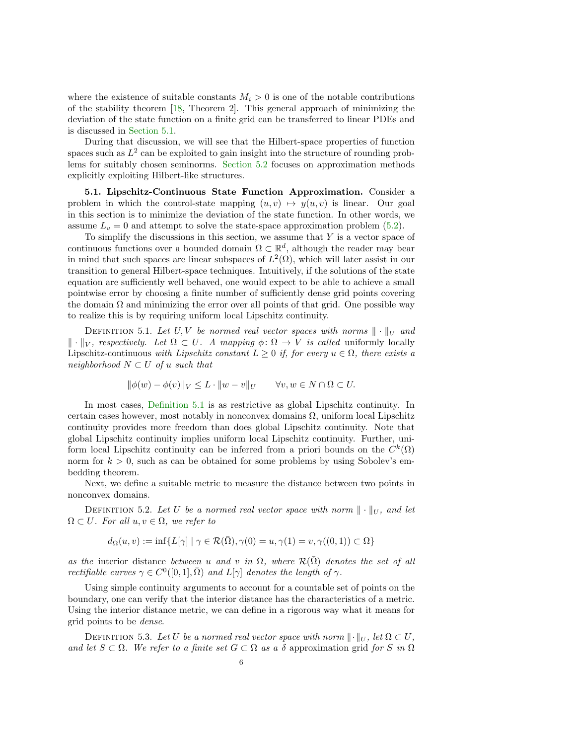where the existence of suitable constants $M_i > 0$ is one of the notable contributions of the stability theorem [18, Theorem 2]. This general approach of minimizing the deviation of the state function on a finite grid can be transferred to linear PDEs and is discussed in Section 5.1.

During that discussion, we will see that the Hilbert-space properties of function spaces such as $L^2$ can be exploited to gain insight into the structure of rounding problems for suitably chosen seminorms. Section 5.2 focuses on approximation methods explicitly exploiting Hilbert-like structures.

**5.1. Lipschitz-Continuous State Function Approximation.** Consider a problem in which the control-state mapping $(u, v) \mapsto y(u, v)$ is linear. Our goal in this section is to minimize the deviation of the state function. In other words, we assume $L_v = 0$ and attempt to solve the state-space approximation problem (5.2).

To simplify the discussions in this section, we assume that $Y$ is a vector space of continuous functions over a bounded domain $\Omega \subset \mathbb{R}^d$, although the reader may bear in mind that such spaces are linear subspaces of $L^2(\Omega)$, which will later assist in our transition to general Hilbert-space techniques. Intuitively, if the solutions of the state equation are sufficiently well behaved, one would expect to be able to achieve a small pointwise error by choosing a finite number of sufficiently dense grid points covering the domain $\Omega$ and minimizing the error over all points of that grid. One possible way to realize this is by requiring uniform local Lipschitz continuity.

Definition 5.1. *Let $U, V$ be normed real vector spaces with norms $\|\cdot\|_U$ and $\|\cdot\|_V$, respectively. Let $\Omega \subset U$. A mapping $\phi\colon \Omega \to V$ is called* uniformly locally Lipschitz-continuous *with Lipschitz constant $L \geq 0$ if, for every $u \in \Omega$, there exists a neighborhood $N \subset U$ of $u$ such that*

$$\|\phi(w) - \phi(v)\|_V \leq L \cdot \|w - v\|_U \qquad \forall v, w \in N \cap \Omega \subset U.$$

In most cases, Definition 5.1 is as restrictive as global Lipschitz continuity. In certain cases however, most notably in nonconvex domains $\Omega$, uniform local Lipschitz continuity provides more freedom than does global Lipschitz continuity. Note that global Lipschitz continuity implies uniform local Lipschitz continuity. Further, uniform local Lipschitz continuity can be inferred from a priori bounds on the $C^k(\Omega)$ norm for $k > 0$, such as can be obtained for some problems by using Sobolev's embedding theorem.

Next, we define a suitable metric to measure the distance between two points in nonconvex domains.

Definition 5.2. *Let $U$ be a normed real vector space with norm $\|\cdot\|_U$, and let $\Omega \subset U$. For all $u, v \in \Omega$, we refer to*

$$d_\Omega(u, v) := \inf\{L[\gamma] \mid \gamma \in \mathcal{R}(\bar{\Omega}), \gamma(0) = u, \gamma(1) = v, \gamma((0,1)) \subset \Omega\}$$

*as the* interior distance *between $u$ and $v$ in $\Omega$, where $\mathcal{R}(\bar{\Omega})$ denotes the set of all rectifiable curves $\gamma \in C^0([0,1], \bar{\Omega})$ and $L[\gamma]$ denotes the length of $\gamma$.*

Using simple continuity arguments to account for a countable set of points on the boundary, one can verify that the interior distance has the characteristics of a metric. Using the interior distance metric, we can define in a rigorous way what it means for grid points to be *dense*.

Definition 5.3. *Let $U$ be a normed real vector space with norm $\|\cdot\|_U$, let $\Omega \subset U$, and let $S \subset \Omega$. We refer to a finite set $G \subset \Omega$ as a $\delta$* approximation grid *for $S$ in $\Omega$*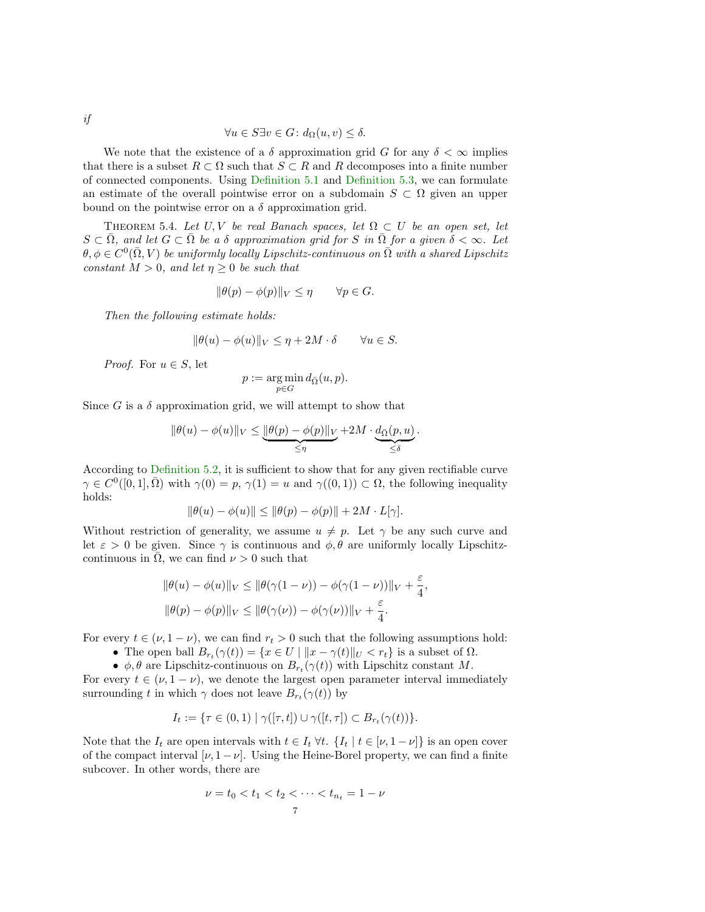*if*

$$\forall u \in S \exists v \in G \colon d_\Omega(u, v) \le \delta.$$

We note that the existence of a $\delta$ approximation grid $G$ for any $\delta < \infty$ implies that there is a subset $R \subset \Omega$ such that $S \subset R$ and $R$ decomposes into a finite number of connected components. Using Definition 5.1 and Definition 5.3, we can formulate an estimate of the overall pointwise error on a subdomain $S \subset \Omega$ given an upper bound on the pointwise error on a $\delta$ approximation grid.

Theorem 5.4. *Let $U, V$ be real Banach spaces, let $\Omega \subset U$ be an open set, let $S \subset \bar{\Omega}$, and let $G \subset \bar{\Omega}$ be a $\delta$ approximation grid for $S$ in $\bar{\Omega}$ for a given $\delta < \infty$. Let $\theta, \phi \in C^0(\bar{\Omega}, V)$ be uniformly locally Lipschitz-continuous on $\bar{\Omega}$ with a shared Lipschitz constant $M > 0$, and let $\eta \ge 0$ be such that*

$$\|\theta(p) - \phi(p)\|_V \le \eta \qquad \forall p \in G.$$

*Then the following estimate holds:*

$$\|\theta(u) - \phi(u)\|_V \le \eta + 2M \cdot \delta \qquad \forall u \in S.$$

*Proof.* For $u \in S$, let

$$p := \arg\min_{p \in G} d_{\bar{\Omega}}(u, p).$$

Since $G$ is a $\delta$ approximation grid, we will attempt to show that

$$\|\theta(u) - \phi(u)\|_V \le \underbrace{\|\theta(p) - \phi(p)\|_V}_{\le \eta} + 2M \cdot \underbrace{d_{\bar{\Omega}}(p, u)}_{\le \delta}.$$

According to Definition 5.2, it is sufficient to show that for any given rectifiable curve $\gamma \in C^0([0,1], \bar{\Omega})$ with $\gamma(0) = p$, $\gamma(1) = u$ and $\gamma((0,1)) \subset \Omega$, the following inequality holds:

$$\|\theta(u) - \phi(u)\| \le \|\theta(p) - \phi(p)\| + 2M \cdot L[\gamma].$$

Without restriction of generality, we assume $u \ne p$. Let $\gamma$ be any such curve and let $\varepsilon > 0$ be given. Since $\gamma$ is continuous and $\phi, \theta$ are uniformly locally Lipschitz-continuous in $\bar{\Omega}$, we can find $\nu > 0$ such that

$$\|\theta(u) - \phi(u)\|_V \le \|\theta(\gamma(1-\nu)) - \phi(\gamma(1-\nu))\|_V + \frac{\varepsilon}{4},$$
$$\|\theta(p) - \phi(p)\|_V \le \|\theta(\gamma(\nu)) - \phi(\gamma(\nu))\|_V + \frac{\varepsilon}{4}.$$

For every $t \in (\nu, 1-\nu)$, we can find $r_t > 0$ such that the following assumptions hold:

- The open ball $B_{r_t}(\gamma(t)) = \{x \in U \mid \|x - \gamma(t)\|_U < r_t\}$ is a subset of $\Omega$.
- $\phi, \theta$ are Lipschitz-continuous on $B_{r_t}(\gamma(t))$ with Lipschitz constant $M$.

For every $t \in (\nu, 1-\nu)$, we denote the largest open parameter interval immediately surrounding $t$ in which $\gamma$ does not leave $B_{r_t}(\gamma(t))$ by

$$I_t := \{\tau \in (0,1) \mid \gamma([\tau, t]) \cup \gamma([t, \tau]) \subset B_{r_t}(\gamma(t))\}.$$

Note that the $I_t$ are open intervals with $t \in I_t \; \forall t$. $\{I_t \mid t \in [\nu, 1-\nu]\}$ is an open cover of the compact interval $[\nu, 1-\nu]$. Using the Heine-Borel property, we can find a finite subcover. In other words, there are

$$\nu = t_0 < t_1 < t_2 < \cdots < t_{n_t} = 1 - \nu$$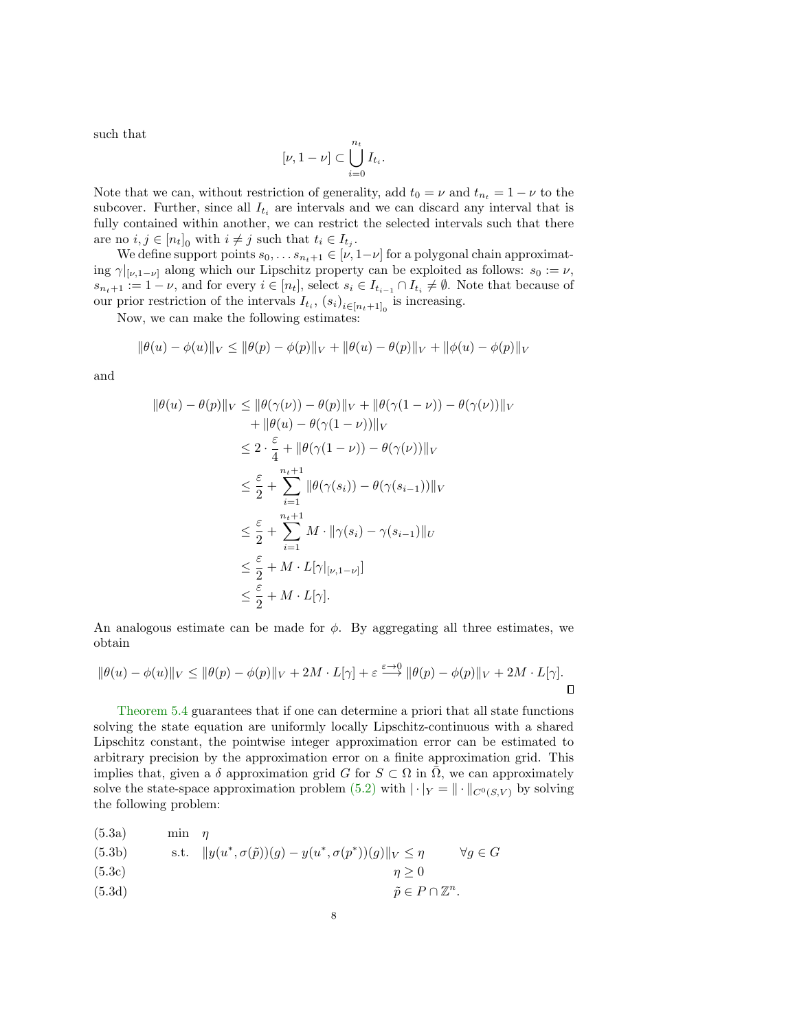such that

$$[\nu, 1-\nu] \subset \bigcup_{i=0}^{n_t} I_{t_i}.$$

Note that we can, without restriction of generality, add $t_0 = \nu$ and $t_{n_t} = 1-\nu$ to the subcover. Further, since all $I_{t_i}$ are intervals and we can discard any interval that is fully contained within another, we can restrict the selected intervals such that there are no $i, j \in [n_t]_0$ with $i \neq j$ such that $t_i \in I_{t_j}$.

We define support points $s_0, \dots s_{n_t+1} \in [\nu, 1-\nu]$ for a polygonal chain approximating $\gamma|_{[\nu,1-\nu]}$ along which our Lipschitz property can be exploited as follows: $s_0 := \nu$, $s_{n_t+1} := 1-\nu$, and for every $i \in [n_t]$, select $s_i \in I_{t_{i-1}} \cap I_{t_i} \neq \emptyset$. Note that because of our prior restriction of the intervals $I_{t_i}$, $(s_i)_{i \in [n_t+1]_0}$ is increasing.

Now, we can make the following estimates:

$$\|\theta(u) - \phi(u)\|_V \leq \|\theta(p) - \phi(p)\|_V + \|\theta(u) - \theta(p)\|_V + \|\phi(u) - \phi(p)\|_V$$

and

$$\begin{aligned}
\|\theta(u) - \theta(p)\|_V &\leq \|\theta(\gamma(\nu)) - \theta(p)\|_V + \|\theta(\gamma(1-\nu)) - \theta(\gamma(\nu))\|_V \\
&\quad + \|\theta(u) - \theta(\gamma(1-\nu))\|_V \\
&\leq 2 \cdot \frac{\varepsilon}{4} + \|\theta(\gamma(1-\nu)) - \theta(\gamma(\nu))\|_V \\
&\leq \frac{\varepsilon}{2} + \sum_{i=1}^{n_t+1} \|\theta(\gamma(s_i)) - \theta(\gamma(s_{i-1}))\|_V \\
&\leq \frac{\varepsilon}{2} + \sum_{i=1}^{n_t+1} M \cdot \|\gamma(s_i) - \gamma(s_{i-1})\|_U \\
&\leq \frac{\varepsilon}{2} + M \cdot L[\gamma|_{[\nu,1-\nu]}] \\
&\leq \frac{\varepsilon}{2} + M \cdot L[\gamma].
\end{aligned}$$

An analogous estimate can be made for $\phi$. By aggregating all three estimates, we obtain

$$\|\theta(u) - \phi(u)\|_V \leq \|\theta(p) - \phi(p)\|_V + 2M \cdot L[\gamma] + \varepsilon \overset{\varepsilon \to 0}{\longrightarrow} \|\theta(p) - \phi(p)\|_V + 2M \cdot L[\gamma].$$

∎

Theorem 5.4 guarantees that if one can determine a priori that all state functions solving the state equation are uniformly locally Lipschitz-continuous with a shared Lipschitz constant, the pointwise integer approximation error can be estimated to arbitrary precision by the approximation error on a finite approximation grid. This implies that, given a $\delta$ approximation grid $G$ for $S \subset \Omega$ in $\bar{\Omega}$, we can approximately solve the state-space approximation problem (5.2) with $|\cdot|_Y = \|\cdot\|_{C^0(S,V)}$ by solving the following problem:

$$\begin{aligned}
&(5.3a) \qquad \min \quad \eta \\
&(5.3b) \qquad \text{s.t.} \quad \|y(u^*, \sigma(\tilde{p}))(g) - y(u^*, \sigma(p^*))(g)\|_V \leq \eta \qquad \forall g \in G \\
&(5.3c) \qquad \qquad \eta \geq 0 \\
&(5.3d) \qquad \qquad \tilde{p} \in P \cap \mathbb{Z}^n.
\end{aligned}$$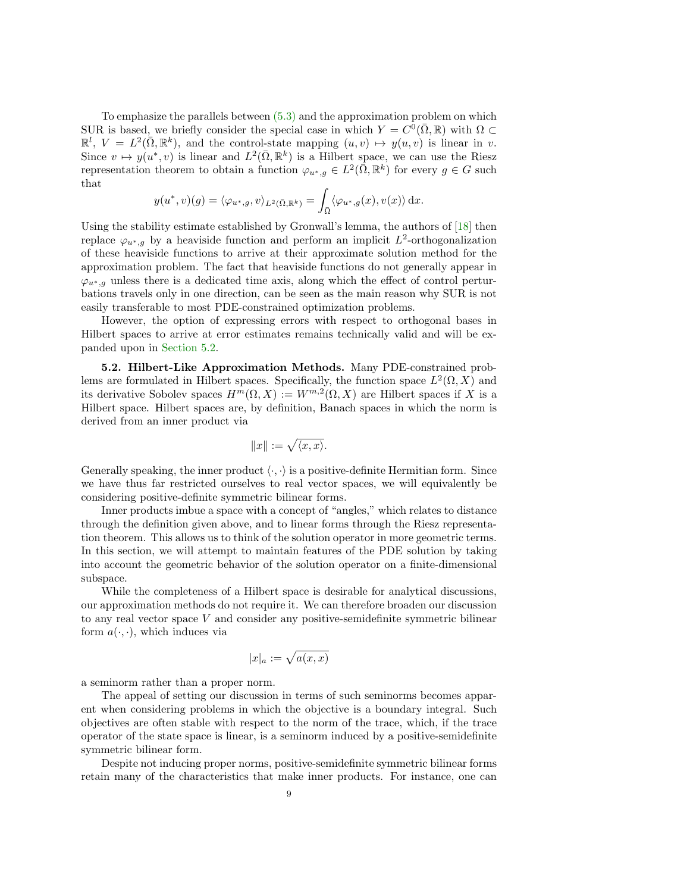To emphasize the parallels between (5.3) and the approximation problem on which SUR is based, we briefly consider the special case in which $Y = C^0(\bar{\Omega}, \mathbb{R})$ with $\Omega \subset \mathbb{R}^l$, $V = L^2(\bar{\Omega}, \mathbb{R}^k)$, and the control-state mapping $(u, v) \mapsto y(u, v)$ is linear in $v$. Since $v \mapsto y(u^*, v)$ is linear and $L^2(\bar{\Omega}, \mathbb{R}^k)$ is a Hilbert space, we can use the Riesz representation theorem to obtain a function $\varphi_{u^*,g} \in L^2(\bar{\Omega}, \mathbb{R}^k)$ for every $g \in G$ such that

$$y(u^*, v)(g) = \langle \varphi_{u^*,g}, v \rangle_{L^2(\bar{\Omega}, \mathbb{R}^k)} = \int_{\bar{\Omega}} \langle \varphi_{u^*,g}(x), v(x) \rangle \, \mathrm{d}x.$$

Using the stability estimate established by Gronwall's lemma, the authors of [18] then replace $\varphi_{u^*,g}$ by a heaviside function and perform an implicit $L^2$-orthogonalization of these heaviside functions to arrive at their approximate solution method for the approximation problem. The fact that heaviside functions do not generally appear in $\varphi_{u^*,g}$ unless there is a dedicated time axis, along which the effect of control perturbations travels only in one direction, can be seen as the main reason why SUR is not easily transferable to most PDE-constrained optimization problems.

However, the option of expressing errors with respect to orthogonal bases in Hilbert spaces to arrive at error estimates remains technically valid and will be expanded upon in Section 5.2.

**5.2. Hilbert-Like Approximation Methods.** Many PDE-constrained problems are formulated in Hilbert spaces. Specifically, the function space $L^2(\Omega, X)$ and its derivative Sobolev spaces $H^m(\Omega, X) := W^{m,2}(\Omega, X)$ are Hilbert spaces if $X$ is a Hilbert space. Hilbert spaces are, by definition, Banach spaces in which the norm is derived from an inner product via

$$\|x\| := \sqrt{\langle x, x \rangle}.$$

Generally speaking, the inner product $\langle \cdot, \cdot \rangle$ is a positive-definite Hermitian form. Since we have thus far restricted ourselves to real vector spaces, we will equivalently be considering positive-definite symmetric bilinear forms.

Inner products imbue a space with a concept of "angles," which relates to distance through the definition given above, and to linear forms through the Riesz representation theorem. This allows us to think of the solution operator in more geometric terms. In this section, we will attempt to maintain features of the PDE solution by taking into account the geometric behavior of the solution operator on a finite-dimensional subspace.

While the completeness of a Hilbert space is desirable for analytical discussions, our approximation methods do not require it. We can therefore broaden our discussion to any real vector space $V$ and consider any positive-semidefinite symmetric bilinear form $a(\cdot, \cdot)$, which induces via

$$|x|_a := \sqrt{a(x, x)}$$

a seminorm rather than a proper norm.

The appeal of setting our discussion in terms of such seminorms becomes apparent when considering problems in which the objective is a boundary integral. Such objectives are often stable with respect to the norm of the trace, which, if the trace operator of the state space is linear, is a seminorm induced by a positive-semidefinite symmetric bilinear form.

Despite not inducing proper norms, positive-semidefinite symmetric bilinear forms retain many of the characteristics that make inner products. For instance, one can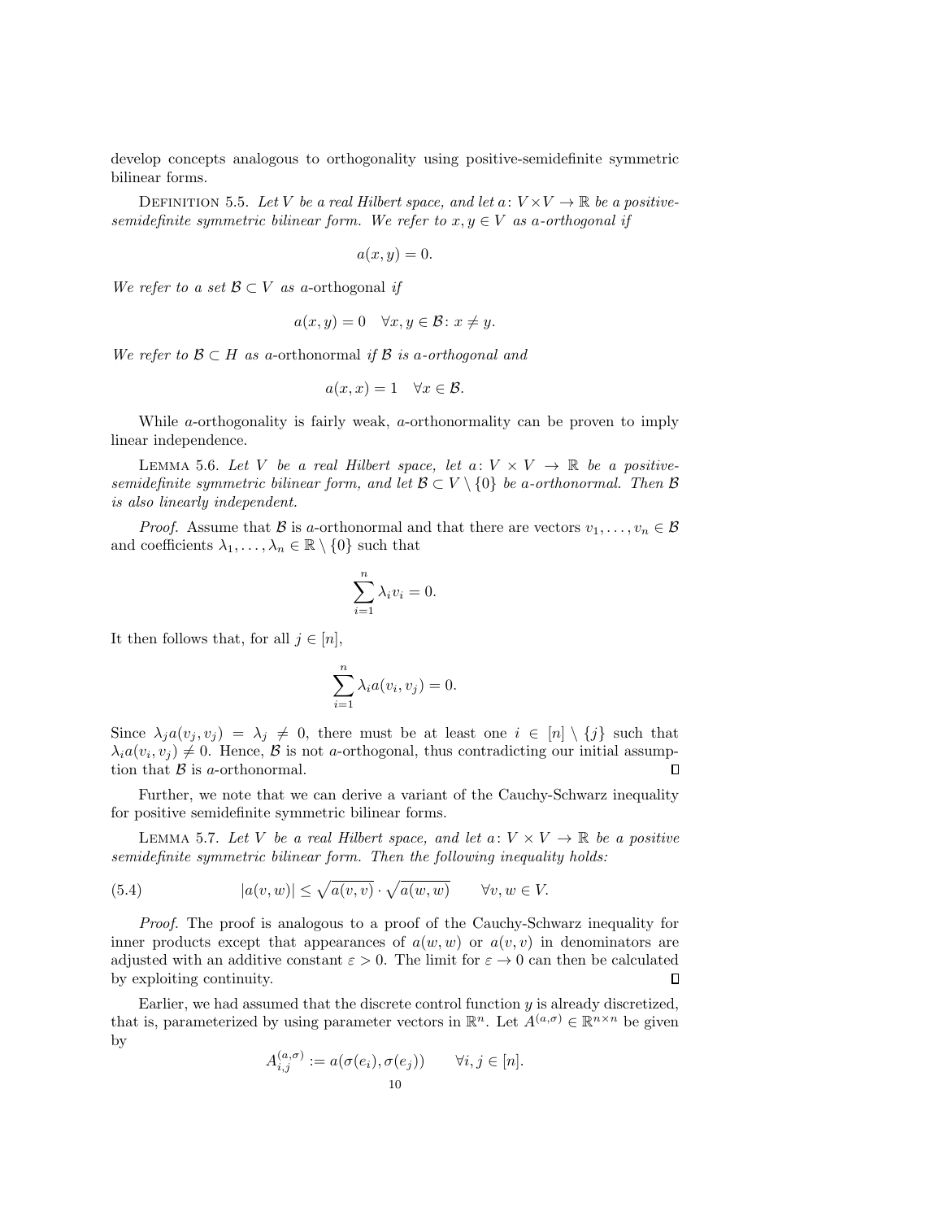develop concepts analogous to orthogonality using positive-semidefinite symmetric bilinear forms.

Definition 5.5. *Let $V$ be a real Hilbert space, and let $a\colon V \times V \to \mathbb{R}$ be a positive-semidefinite symmetric bilinear form. We refer to $x, y \in V$ as $a$-orthogonal if*

$$a(x, y) = 0.$$

*We refer to a set $\mathcal{B} \subset V$ as* $a$-orthogonal *if*

$$a(x, y) = 0 \quad \forall x, y \in \mathcal{B}\colon x \neq y.$$

*We refer to $\mathcal{B} \subset H$ as* $a$-orthonormal *if $\mathcal{B}$ is $a$-orthogonal and*

$$a(x, x) = 1 \quad \forall x \in \mathcal{B}.$$

While $a$-orthogonality is fairly weak, $a$-orthonormality can be proven to imply linear independence.

Lemma 5.6. *Let $V$ be a real Hilbert space, let $a\colon V \times V \to \mathbb{R}$ be a positive-semidefinite symmetric bilinear form, and let $\mathcal{B} \subset V \setminus \{0\}$ be $a$-orthonormal. Then $\mathcal{B}$ is also linearly independent.*

*Proof.* Assume that $\mathcal{B}$ is $a$-orthonormal and that there are vectors $v_1, \ldots, v_n \in \mathcal{B}$ and coefficients $\lambda_1, \ldots, \lambda_n \in \mathbb{R} \setminus \{0\}$ such that

$$\sum_{i=1}^{n} \lambda_i v_i = 0.$$

It then follows that, for all $j \in [n]$,

$$\sum_{i=1}^{n} \lambda_i a(v_i, v_j) = 0.$$

Since $\lambda_j a(v_j, v_j) = \lambda_j \neq 0$, there must be at least one $i \in [n] \setminus \{j\}$ such that $\lambda_i a(v_i, v_j) \neq 0$. Hence, $\mathcal{B}$ is not $a$-orthogonal, thus contradicting our initial assumption that $\mathcal{B}$ is $a$-orthonormal. $\square$

Further, we note that we can derive a variant of the Cauchy-Schwarz inequality for positive semidefinite symmetric bilinear forms.

Lemma 5.7. *Let $V$ be a real Hilbert space, and let $a\colon V \times V \to \mathbb{R}$ be a positive semidefinite symmetric bilinear form. Then the following inequality holds:*

$$|a(v, w)| \leq \sqrt{a(v, v)} \cdot \sqrt{a(w, w)} \qquad \forall v, w \in V. \tag{5.4}$$

*Proof.* The proof is analogous to a proof of the Cauchy-Schwarz inequality for inner products except that appearances of $a(w, w)$ or $a(v, v)$ in denominators are adjusted with an additive constant $\varepsilon > 0$. The limit for $\varepsilon \to 0$ can then be calculated by exploiting continuity. $\square$

Earlier, we had assumed that the discrete control function $y$ is already discretized, that is, parameterized by using parameter vectors in $\mathbb{R}^n$. Let $A^{(a,\sigma)} \in \mathbb{R}^{n \times n}$ be given by

$$A_{i,j}^{(a,\sigma)} := a(\sigma(e_i), \sigma(e_j)) \qquad \forall i, j \in [n].$$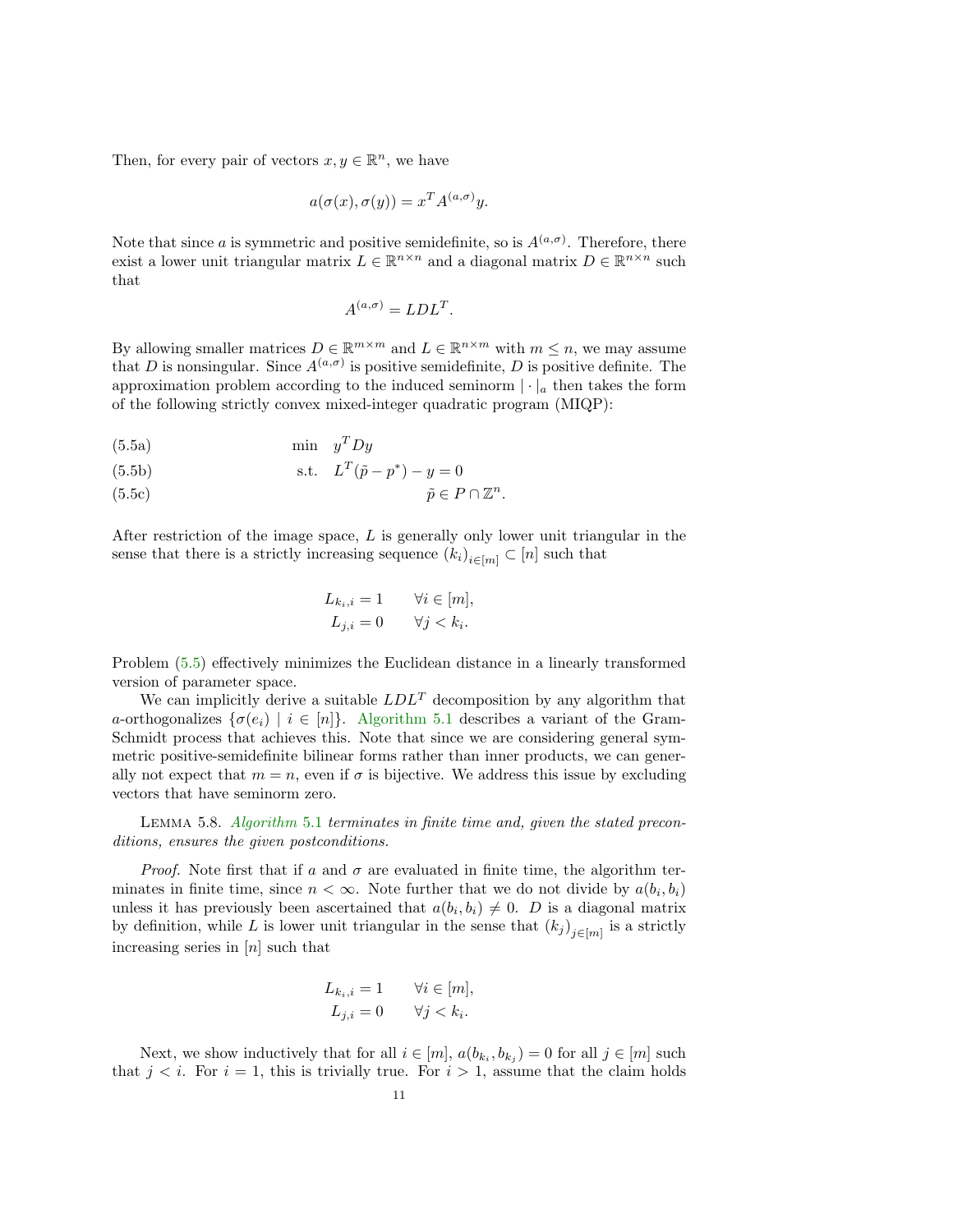Then, for every pair of vectors $x, y \in \mathbb{R}^n$, we have

$$a(\sigma(x), \sigma(y)) = x^T A^{(a,\sigma)} y.$$

Note that since $a$ is symmetric and positive semidefinite, so is $A^{(a,\sigma)}$. Therefore, there exist a lower unit triangular matrix $L \in \mathbb{R}^{n\times n}$ and a diagonal matrix $D \in \mathbb{R}^{n\times n}$ such that

$$A^{(a,\sigma)} = LDL^T.$$

By allowing smaller matrices $D \in \mathbb{R}^{m\times m}$ and $L \in \mathbb{R}^{n\times m}$ with $m \leq n$, we may assume that $D$ is nonsingular. Since $A^{(a,\sigma)}$ is positive semidefinite, $D$ is positive definite. The approximation problem according to the induced seminorm $|\cdot|_a$ then takes the form of the following strictly convex mixed-integer quadratic program (MIQP):

$$\min \quad y^T D y \tag{5.5a}$$

$$\text{s.t.} \quad L^T(\tilde{p} - p^*) - y = 0 \tag{5.5b}$$

$$\tilde{p} \in P \cap \mathbb{Z}^n. \tag{5.5c}$$

After restriction of the image space, $L$ is generally only lower unit triangular in the sense that there is a strictly increasing sequence $(k_i)_{i\in[m]} \subset [n]$ such that

$$L_{k_i,i} = 1 \qquad \forall i \in [m],$$
$$L_{j,i} = 0 \qquad \forall j < k_i.$$

Problem (5.5) effectively minimizes the Euclidean distance in a linearly transformed version of parameter space.

We can implicitly derive a suitable $LDL^T$ decomposition by any algorithm that $a$-orthogonalizes $\{\sigma(e_i) \mid i \in [n]\}$. Algorithm 5.1 describes a variant of the Gram-Schmidt process that achieves this. Note that since we are considering general symmetric positive-semidefinite bilinear forms rather than inner products, we can generally not expect that $m = n$, even if $\sigma$ is bijective. We address this issue by excluding vectors that have seminorm zero.

Lemma 5.8. *Algorithm 5.1 terminates in finite time and, given the stated preconditions, ensures the given postconditions.*

*Proof.* Note first that if $a$ and $\sigma$ are evaluated in finite time, the algorithm terminates in finite time, since $n < \infty$. Note further that we do not divide by $a(b_i, b_i)$ unless it has previously been ascertained that $a(b_i, b_i) \neq 0$. $D$ is a diagonal matrix by definition, while $L$ is lower unit triangular in the sense that $(k_j)_{j\in[m]}$ is a strictly increasing series in $[n]$ such that

$$L_{k_i,i} = 1 \qquad \forall i \in [m],$$
$$L_{j,i} = 0 \qquad \forall j < k_i.$$

Next, we show inductively that for all $i \in [m]$, $a(b_{k_i}, b_{k_j}) = 0$ for all $j \in [m]$ such that $j < i$. For $i = 1$, this is trivially true. For $i > 1$, assume that the claim holds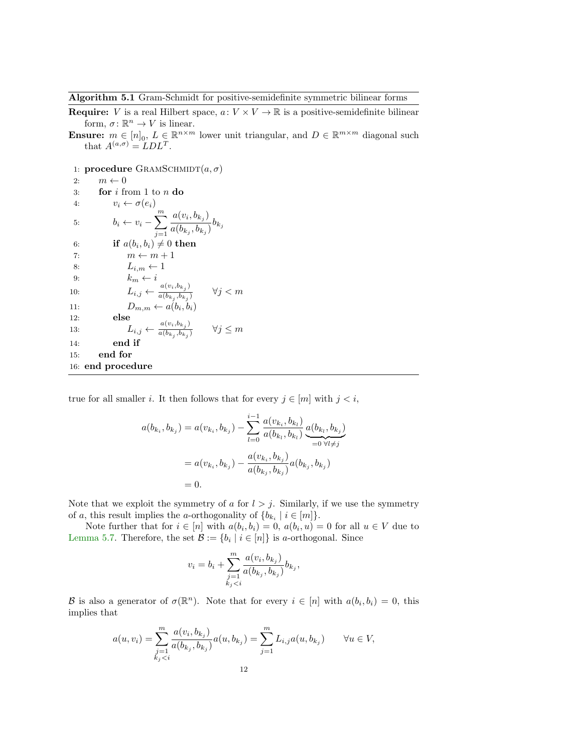**Algorithm 5.1** Gram-Schmidt for positive-semidefinite symmetric bilinear forms

**Require:** $V$ is a real Hilbert space, $a\colon V \times V \to \mathbb{R}$ is a positive-semidefinite bilinear form, $\sigma\colon \mathbb{R}^n \to V$ is linear.

**Ensure:** $m \in [n]_0$, $L \in \mathbb{R}^{n\times m}$ lower unit triangular, and $D \in \mathbb{R}^{m\times m}$ diagonal such that $A^{(a,\sigma)} = LDL^T$.

```
 1: procedure GramSchmidt(a, σ)
 2:     m ← 0
 3:     for i from 1 to n do
 4:         v_i ← σ(e_i)
 5:         b_i ← v_i − Σ_{j=1}^{m} [a(v_i, b_{k_j}) / a(b_{k_j}, b_{k_j})] b_{k_j}
 6:         if a(b_i, b_i) ≠ 0 then
 7:             m ← m + 1
 8:             L_{i,m} ← 1
 9:             k_m ← i
10:             L_{i,j} ← a(v_i, b_{k_j}) / a(b_{k_j}, b_{k_j})     ∀j < m
11:             D_{m,m} ← a(b_i, b_i)
12:         else
13:             L_{i,j} ← a(v_i, b_{k_j}) / a(b_{k_j}, b_{k_j})     ∀j ≤ m
14:         end if
15:     end for
16: end procedure
```

true for all smaller $i$. It then follows that for every $j \in [m]$ with $j < i$,

$$
\begin{aligned}
a(b_{k_i}, b_{k_j}) &= a(v_{k_i}, b_{k_j}) - \sum_{l=0}^{i-1} \frac{a(v_{k_i}, b_{k_l})}{a(b_{k_l}, b_{k_l})} \underbrace{a(b_{k_l}, b_{k_j})}_{=0\ \forall l \neq j} \\
&= a(v_{k_i}, b_{k_j}) - \frac{a(v_{k_i}, b_{k_j})}{a(b_{k_j}, b_{k_j})} a(b_{k_j}, b_{k_j}) \\
&= 0.
\end{aligned}
$$

Note that we exploit the symmetry of $a$ for $l > j$. Similarly, if we use the symmetry of $a$, this result implies the $a$-orthogonality of $\{b_{k_i} \mid i \in [m]\}$.

Note further that for $i \in [n]$ with $a(b_i, b_i) = 0$, $a(b_i, u) = 0$ for all $u \in V$ due to Lemma 5.7. Therefore, the set $\mathcal{B} := \{b_i \mid i \in [n]\}$ is $a$-orthogonal. Since

$$
v_i = b_i + \sum_{\substack{j=1 \\ k_j < i}}^{m} \frac{a(v_i, b_{k_j})}{a(b_{k_j}, b_{k_j})} b_{k_j},
$$

$\mathcal{B}$ is also a generator of $\sigma(\mathbb{R}^n)$. Note that for every $i \in [n]$ with $a(b_i, b_i) = 0$, this implies that

$$
a(u, v_i) = \sum_{\substack{j=1 \\ k_j < i}}^{m} \frac{a(v_i, b_{k_j})}{a(b_{k_j}, b_{k_j})} a(u, b_{k_j}) = \sum_{j=1}^{m} L_{i,j} a(u, b_{k_j}) \qquad \forall u \in V,
$$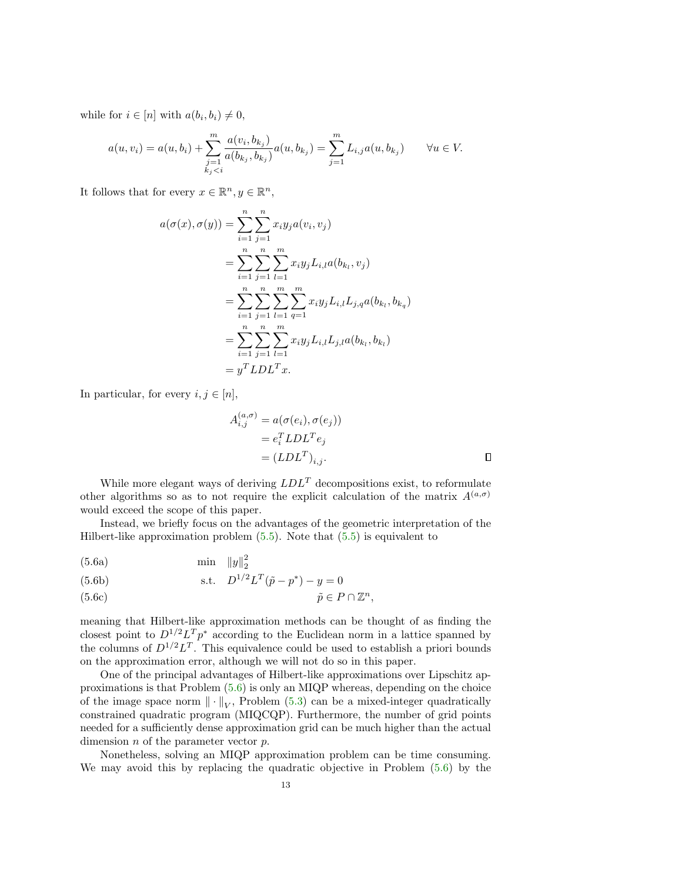while for $i \in [n]$ with $a(b_i, b_i) \neq 0$,

$$a(u, v_i) = a(u, b_i) + \sum_{\substack{j=1 \\ k_j < i}}^{m} \frac{a(v_i, b_{k_j})}{a(b_{k_j}, b_{k_j})} a(u, b_{k_j}) = \sum_{j=1}^{m} L_{i,j} a(u, b_{k_j}) \qquad \forall u \in V.$$

It follows that for every $x \in \mathbb{R}^n, y \in \mathbb{R}^n$,

$$\begin{aligned}
a(\sigma(x), \sigma(y)) &= \sum_{i=1}^{n} \sum_{j=1}^{n} x_i y_j a(v_i, v_j) \\
&= \sum_{i=1}^{n} \sum_{j=1}^{n} \sum_{l=1}^{m} x_i y_j L_{i,l} a(b_{k_l}, v_j) \\
&= \sum_{i=1}^{n} \sum_{j=1}^{n} \sum_{l=1}^{m} \sum_{q=1}^{m} x_i y_j L_{i,l} L_{j,q} a(b_{k_l}, b_{k_q}) \\
&= \sum_{i=1}^{n} \sum_{j=1}^{n} \sum_{l=1}^{m} x_i y_j L_{i,l} L_{j,l} a(b_{k_l}, b_{k_l}) \\
&= y^T LDL^T x.
\end{aligned}$$

In particular, for every $i, j \in [n]$,

$$\begin{aligned}
A_{i,j}^{(a,\sigma)} &= a(\sigma(e_i), \sigma(e_j)) \\
&= e_i^T LDL^T e_j \\
&= (LDL^T)_{i,j}.
\end{aligned}$$

$\square$

While more elegant ways of deriving $LDL^T$ decompositions exist, to reformulate other algorithms so as to not require the explicit calculation of the matrix $A^{(a,\sigma)}$ would exceed the scope of this paper.

Instead, we briefly focus on the advantages of the geometric interpretation of the Hilbert-like approximation problem (5.5). Note that (5.5) is equivalent to

$$\begin{aligned}
&\text{(5.6a)} \qquad && \min \quad \|y\|_2^2 \\
&\text{(5.6b)} \qquad && \text{s.t.} \quad D^{1/2} L^T (\tilde{p} - p^*) - y = 0 \\
&\text{(5.6c)} \qquad && \qquad \tilde{p} \in P \cap \mathbb{Z}^n,
\end{aligned}$$

meaning that Hilbert-like approximation methods can be thought of as finding the closest point to $D^{1/2} L^T p^*$ according to the Euclidean norm in a lattice spanned by the columns of $D^{1/2} L^T$. This equivalence could be used to establish a priori bounds on the approximation error, although we will not do so in this paper.

One of the principal advantages of Hilbert-like approximations over Lipschitz approximations is that Problem (5.6) is only an MIQP whereas, depending on the choice of the image space norm $\|\cdot\|_V$, Problem (5.3) can be a mixed-integer quadratically constrained quadratic program (MIQCQP). Furthermore, the number of grid points needed for a sufficiently dense approximation grid can be much higher than the actual dimension $n$ of the parameter vector $p$.

Nonetheless, solving an MIQP approximation problem can be time consuming. We may avoid this by replacing the quadratic objective in Problem (5.6) by the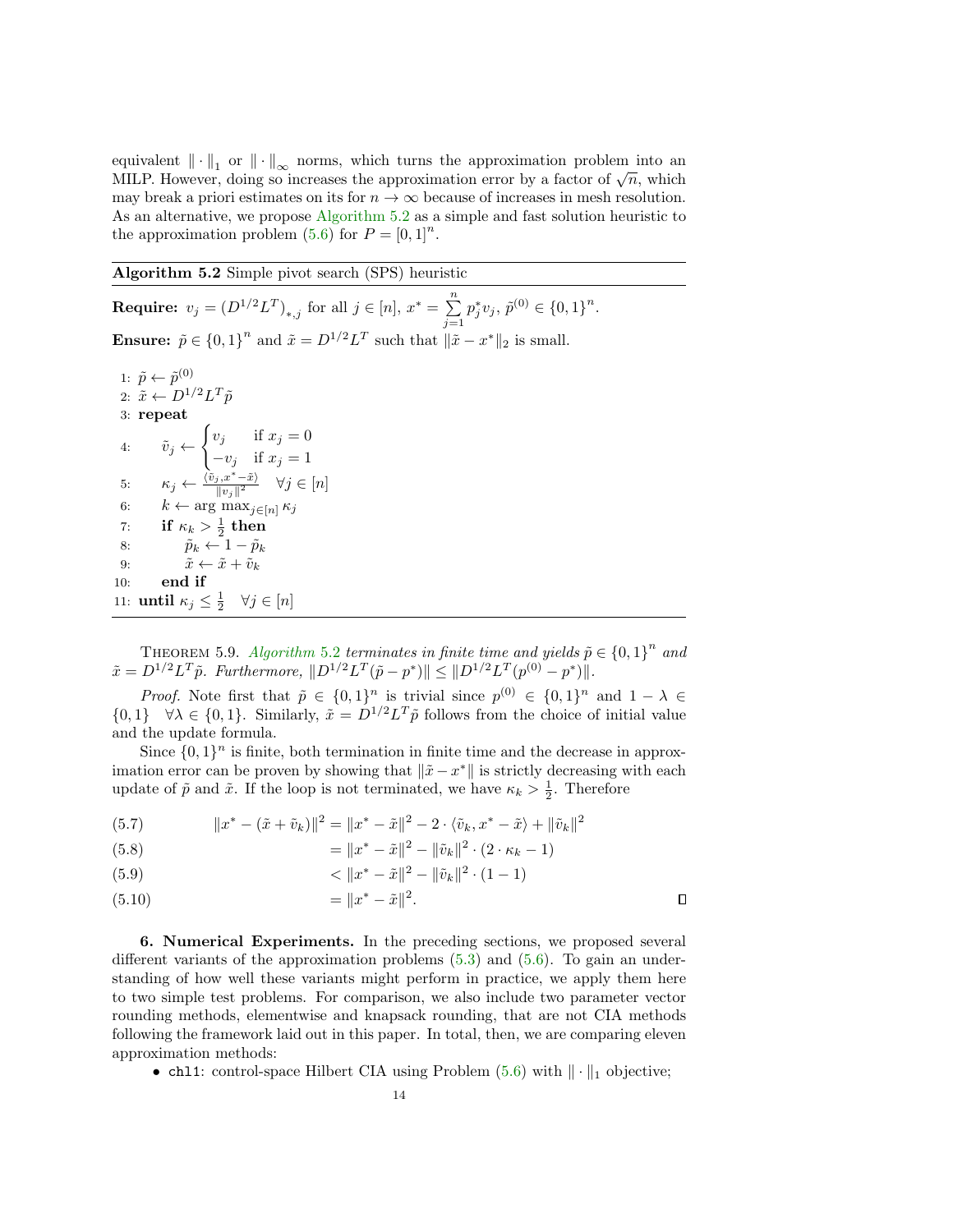equivalent $\|\cdot\|_1$ or $\|\cdot\|_\infty$ norms, which turns the approximation problem into an MILP. However, doing so increases the approximation error by a factor of $\sqrt{n}$, which may break a priori estimates on its for $n \to \infty$ because of increases in mesh resolution. As an alternative, we propose Algorithm 5.2 as a simple and fast solution heuristic to the approximation problem (5.6) for $P = [0,1]^n$.

---

**Algorithm 5.2** Simple pivot search (SPS) heuristic

---

**Require:** $v_j = (D^{1/2}L^T)_{*,j}$ for all $j \in [n]$, $x^* = \sum_{j=1}^{n} p_j^* v_j$, $\tilde{p}^{(0)} \in \{0,1\}^n$.

**Ensure:** $\tilde{p} \in \{0,1\}^n$ and $\tilde{x} = D^{1/2}L^T$ such that $\|\tilde{x} - x^*\|_2$ is small.

1: $\tilde{p} \leftarrow \tilde{p}^{(0)}$
2: $\tilde{x} \leftarrow D^{1/2}L^T\tilde{p}$
3: **repeat**
4: $\quad \tilde{v}_j \leftarrow \begin{cases} v_j & \text{if } x_j = 0 \\ -v_j & \text{if } x_j = 1 \end{cases}$
5: $\quad \kappa_j \leftarrow \frac{\langle \tilde{v}_j, x^* - \tilde{x}\rangle}{\|v_j\|^2} \quad \forall j \in [n]$
6: $\quad k \leftarrow \arg\max_{j\in[n]} \kappa_j$
7: $\quad$ **if** $\kappa_k > \frac{1}{2}$ **then**
8: $\quad\quad \tilde{p}_k \leftarrow 1 - \tilde{p}_k$
9: $\quad\quad \tilde{x} \leftarrow \tilde{x} + \tilde{v}_k$
10: $\quad$ **end if**
11: **until** $\kappa_j \leq \frac{1}{2} \quad \forall j \in [n]$

---

THEOREM 5.9. *Algorithm 5.2 terminates in finite time and yields $\tilde{p} \in \{0,1\}^n$ and $\tilde{x} = D^{1/2}L^T\tilde{p}$. Furthermore, $\|D^{1/2}L^T(\tilde{p} - p^*)\| \leq \|D^{1/2}L^T(p^{(0)} - p^*)\|$.*

*Proof.* Note first that $\tilde{p} \in \{0,1\}^n$ is trivial since $p^{(0)} \in \{0,1\}^n$ and $1 - \lambda \in \{0,1\} \quad \forall \lambda \in \{0,1\}$. Similarly, $\tilde{x} = D^{1/2}L^T\tilde{p}$ follows from the choice of initial value and the update formula.

Since $\{0,1\}^n$ is finite, both termination in finite time and the decrease in approximation error can be proven by showing that $\|\tilde{x} - x^*\|$ is strictly decreasing with each update of $\tilde{p}$ and $\tilde{x}$. If the loop is not terminated, we have $\kappa_k > \frac{1}{2}$. Therefore

$$\|x^* - (\tilde{x} + \tilde{v}_k)\|^2 = \|x^* - \tilde{x}\|^2 - 2 \cdot \langle \tilde{v}_k, x^* - \tilde{x}\rangle + \|\tilde{v}_k\|^2 \tag{5.7}$$

$$= \|x^* - \tilde{x}\|^2 - \|\tilde{v}_k\|^2 \cdot (2 \cdot \kappa_k - 1) \tag{5.8}$$

$$< \|x^* - \tilde{x}\|^2 - \|\tilde{v}_k\|^2 \cdot (1 - 1) \tag{5.9}$$

$$= \|x^* - \tilde{x}\|^2. \tag{5.10}$$

∎

**6. Numerical Experiments.** In the preceding sections, we proposed several different variants of the approximation problems (5.3) and (5.6). To gain an understanding of how well these variants might perform in practice, we apply them here to two simple test problems. For comparison, we also include two parameter vector rounding methods, elementwise and knapsack rounding, that are not CIA methods following the framework laid out in this paper. In total, then, we are comparing eleven approximation methods:

- `chl1`: control-space Hilbert CIA using Problem (5.6) with $\|\cdot\|_1$ objective;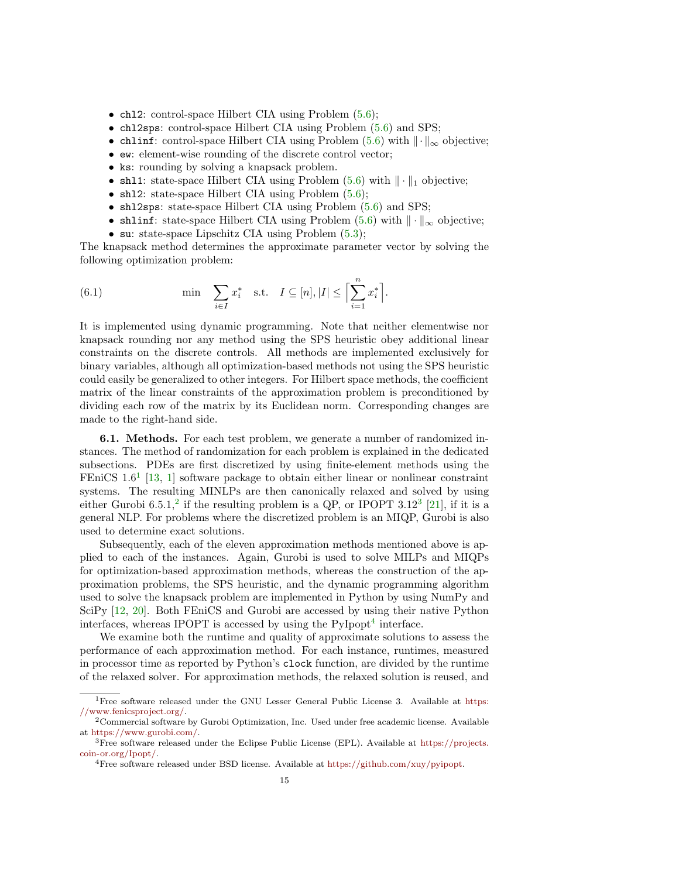- `chl2`: control-space Hilbert CIA using Problem (5.6);
- `chl2sps`: control-space Hilbert CIA using Problem (5.6) and SPS;
- `chlinf`: control-space Hilbert CIA using Problem (5.6) with $\|\cdot\|_\infty$ objective;
- `ew`: element-wise rounding of the discrete control vector;
- `ks`: rounding by solving a knapsack problem.
- `shl1`: state-space Hilbert CIA using Problem (5.6) with $\|\cdot\|_1$ objective;
- `shl2`: state-space Hilbert CIA using Problem (5.6);
- `shl2sps`: state-space Hilbert CIA using Problem (5.6) and SPS;
- `shlinf`: state-space Hilbert CIA using Problem (5.6) with $\|\cdot\|_\infty$ objective;
- `su`: state-space Lipschitz CIA using Problem (5.3);

The knapsack method determines the approximate parameter vector by solving the following optimization problem:

$$\min \quad \sum_{i \in I} x_i^* \quad \text{s.t.} \quad I \subseteq [n], |I| \leq \left\lceil \sum_{i=1}^{n} x_i^* \right\rceil. \tag{6.1}$$

It is implemented using dynamic programming. Note that neither elementwise nor knapsack rounding nor any method using the SPS heuristic obey additional linear constraints on the discrete controls. All methods are implemented exclusively for binary variables, although all optimization-based methods not using the SPS heuristic could easily be generalized to other integers. For Hilbert space methods, the coefficient matrix of the linear constraints of the approximation problem is preconditioned by dividing each row of the matrix by its Euclidean norm. Corresponding changes are made to the right-hand side.

**6.1. Methods.** For each test problem, we generate a number of randomized instances. The method of randomization for each problem is explained in the dedicated subsections. PDEs are first discretized by using finite-element methods using the FEniCS 1.6[1] [13, 1] software package to obtain either linear or nonlinear constraint systems. The resulting MINLPs are then canonically relaxed and solved by using either Gurobi 6.5.1,[2] if the resulting problem is a QP, or IPOPT 3.12[3] [21], if it is a general NLP. For problems where the discretized problem is an MIQP, Gurobi is also used to determine exact solutions.

Subsequently, each of the eleven approximation methods mentioned above is applied to each of the instances. Again, Gurobi is used to solve MILPs and MIQPs for optimization-based approximation methods, whereas the construction of the approximation problems, the SPS heuristic, and the dynamic programming algorithm used to solve the knapsack problem are implemented in Python by using NumPy and SciPy [12, 20]. Both FEniCS and Gurobi are accessed by using their native Python interfaces, whereas IPOPT is accessed by using the PyIpopt[4] interface.

We examine both the runtime and quality of approximate solutions to assess the performance of each approximation method. For each instance, runtimes, measured in processor time as reported by Python's `clock` function, are divided by the runtime of the relaxed solver. For approximation methods, the relaxed solution is reused, and

---

[1] Free software released under the GNU Lesser General Public License 3. Available at https://www.fenicsproject.org/.

[2] Commercial software by Gurobi Optimization, Inc. Used under free academic license. Available at https://www.gurobi.com/.

[3] Free software released under the Eclipse Public License (EPL). Available at https://projects.coin-or.org/Ipopt/.

[4] Free software released under BSD license. Available at https://github.com/xuy/pyipopt.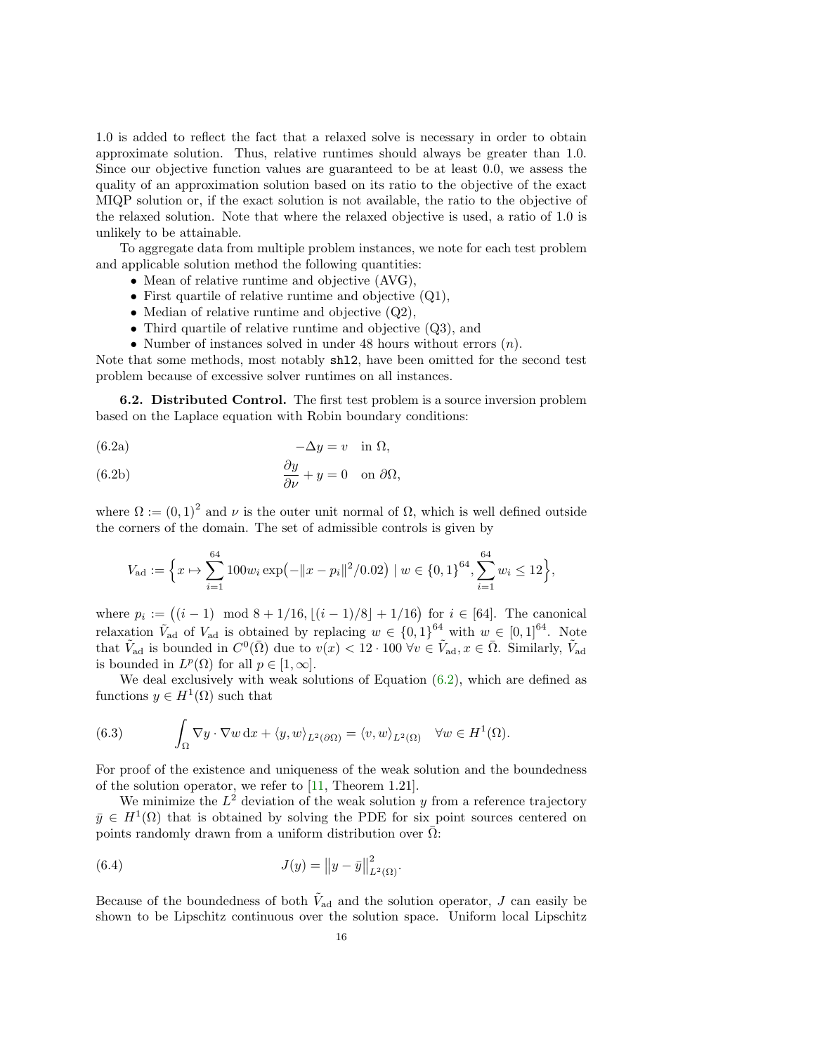1.0 is added to reflect the fact that a relaxed solve is necessary in order to obtain approximate solution. Thus, relative runtimes should always be greater than 1.0. Since our objective function values are guaranteed to be at least 0.0, we assess the quality of an approximation solution based on its ratio to the objective of the exact MIQP solution or, if the exact solution is not available, the ratio to the objective of the relaxed solution. Note that where the relaxed objective is used, a ratio of 1.0 is unlikely to be attainable.

To aggregate data from multiple problem instances, we note for each test problem and applicable solution method the following quantities:

- Mean of relative runtime and objective (AVG),
- First quartile of relative runtime and objective (Q1),
- Median of relative runtime and objective (Q2),
- Third quartile of relative runtime and objective (Q3), and
- Number of instances solved in under 48 hours without errors ($n$).

Note that some methods, most notably `shl2`, have been omitted for the second test problem because of excessive solver runtimes on all instances.

**6.2. Distributed Control.** The first test problem is a source inversion problem based on the Laplace equation with Robin boundary conditions:

$$-\Delta y = v \quad \text{in } \Omega, \tag{6.2a}$$

$$\frac{\partial y}{\partial \nu} + y = 0 \quad \text{on } \partial\Omega, \tag{6.2b}$$

where $\Omega := (0,1)^2$ and $\nu$ is the outer unit normal of $\Omega$, which is well defined outside the corners of the domain. The set of admissible controls is given by

$$V_{\text{ad}} := \Big\{ x \mapsto \sum_{i=1}^{64} 100 w_i \exp\big(-\|x - p_i\|^2/0.02\big) \mid w \in \{0,1\}^{64}, \sum_{i=1}^{64} w_i \leq 12 \Big\},$$

where $p_i := \big((i-1) \mod 8 + 1/16, \lfloor (i-1)/8 \rfloor + 1/16\big)$ for $i \in [64]$. The canonical relaxation $\tilde{V}_{\text{ad}}$ of $V_{\text{ad}}$ is obtained by replacing $w \in \{0,1\}^{64}$ with $w \in [0,1]^{64}$. Note that $\tilde{V}_{\text{ad}}$ is bounded in $C^0(\bar{\Omega})$ due to $v(x) < 12 \cdot 100 \ \forall v \in \tilde{V}_{\text{ad}}, x \in \bar{\Omega}$. Similarly, $\tilde{V}_{\text{ad}}$ is bounded in $L^p(\Omega)$ for all $p \in [1, \infty]$.

We deal exclusively with weak solutions of Equation (6.2), which are defined as functions $y \in H^1(\Omega)$ such that

$$\int_\Omega \nabla y \cdot \nabla w \, \mathrm{d}x + \langle y, w \rangle_{L^2(\partial\Omega)} = \langle v, w \rangle_{L^2(\Omega)} \quad \forall w \in H^1(\Omega). \tag{6.3}$$

For proof of the existence and uniqueness of the weak solution and the boundedness of the solution operator, we refer to [11, Theorem 1.21].

We minimize the $L^2$ deviation of the weak solution $y$ from a reference trajectory $\bar{y} \in H^1(\Omega)$ that is obtained by solving the PDE for six point sources centered on points randomly drawn from a uniform distribution over $\bar{\Omega}$:

$$J(y) = \big\|y - \bar{y}\big\|^2_{L^2(\Omega)}. \tag{6.4}$$

Because of the boundedness of both $\tilde{V}_{\text{ad}}$ and the solution operator, $J$ can easily be shown to be Lipschitz continuous over the solution space. Uniform local Lipschitz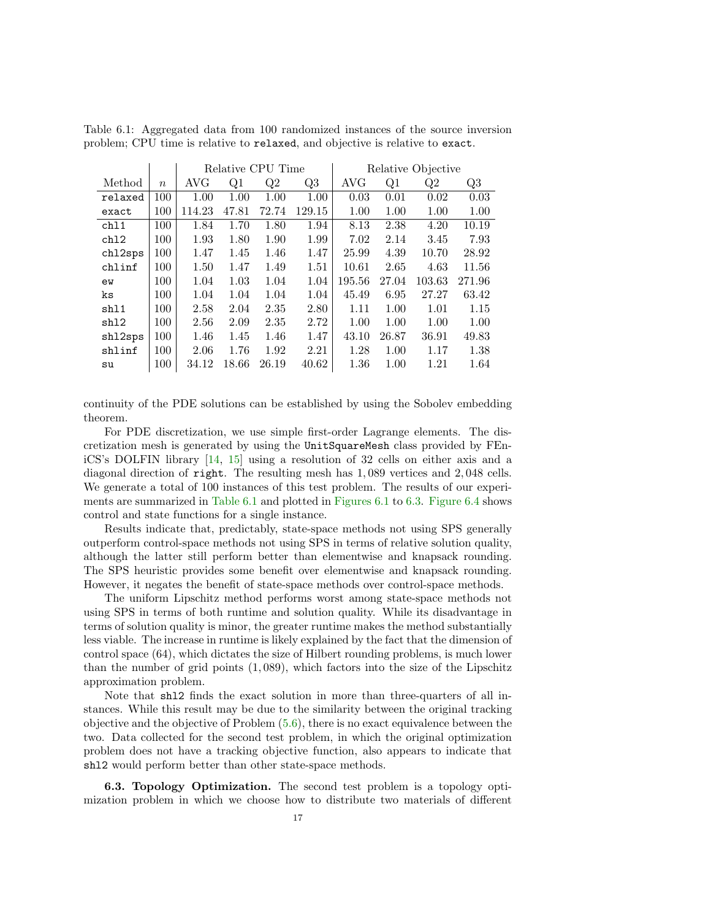Table 6.1: Aggregated data from 100 randomized instances of the source inversion problem; CPU time is relative to `relaxed`, and objective is relative to `exact`.

| | | Relative CPU Time | | | | Relative Objective | | | |
|---|---|---|---|---|---|---|---|---|---|
| Method | $n$ | AVG | Q1 | Q2 | Q3 | AVG | Q1 | Q2 | Q3 |
| `relaxed` | 100 | 1.00 | 1.00 | 1.00 | 1.00 | 0.03 | 0.01 | 0.02 | 0.03 |
| `exact` | 100 | 114.23 | 47.81 | 72.74 | 129.15 | 1.00 | 1.00 | 1.00 | 1.00 |
| `chl1` | 100 | 1.84 | 1.70 | 1.80 | 1.94 | 8.13 | 2.38 | 4.20 | 10.19 |
| `chl2` | 100 | 1.93 | 1.80 | 1.90 | 1.99 | 7.02 | 2.14 | 3.45 | 7.93 |
| `chl2sps` | 100 | 1.47 | 1.45 | 1.46 | 1.47 | 25.99 | 4.39 | 10.70 | 28.92 |
| `chlinf` | 100 | 1.50 | 1.47 | 1.49 | 1.51 | 10.61 | 2.65 | 4.63 | 11.56 |
| `ew` | 100 | 1.04 | 1.03 | 1.04 | 1.04 | 195.56 | 27.04 | 103.63 | 271.96 |
| `ks` | 100 | 1.04 | 1.04 | 1.04 | 1.04 | 45.49 | 6.95 | 27.27 | 63.42 |
| `shl1` | 100 | 2.58 | 2.04 | 2.35 | 2.80 | 1.11 | 1.00 | 1.01 | 1.15 |
| `shl2` | 100 | 2.56 | 2.09 | 2.35 | 2.72 | 1.00 | 1.00 | 1.00 | 1.00 |
| `shl2sps` | 100 | 1.46 | 1.45 | 1.46 | 1.47 | 43.10 | 26.87 | 36.91 | 49.83 |
| `shlinf` | 100 | 2.06 | 1.76 | 1.92 | 2.21 | 1.28 | 1.00 | 1.17 | 1.38 |
| `su` | 100 | 34.12 | 18.66 | 26.19 | 40.62 | 1.36 | 1.00 | 1.21 | 1.64 |

continuity of the PDE solutions can be established by using the Sobolev embedding theorem.

For PDE discretization, we use simple first-order Lagrange elements. The discretization mesh is generated by using the `UnitSquareMesh` class provided by FEniCS's DOLFIN library [14, 15] using a resolution of 32 cells on either axis and a diagonal direction of `right`. The resulting mesh has 1,089 vertices and 2,048 cells. We generate a total of 100 instances of this test problem. The results of our experiments are summarized in Table 6.1 and plotted in Figures 6.1 to 6.3. Figure 6.4 shows control and state functions for a single instance.

Results indicate that, predictably, state-space methods not using SPS generally outperform control-space methods not using SPS in terms of relative solution quality, although the latter still perform better than elementwise and knapsack rounding. The SPS heuristic provides some benefit over elementwise and knapsack rounding. However, it negates the benefit of state-space methods over control-space methods.

The uniform Lipschitz method performs worst among state-space methods not using SPS in terms of both runtime and solution quality. While its disadvantage in terms of solution quality is minor, the greater runtime makes the method substantially less viable. The increase in runtime is likely explained by the fact that the dimension of control space (64), which dictates the size of Hilbert rounding problems, is much lower than the number of grid points (1,089), which factors into the size of the Lipschitz approximation problem.

Note that `shl2` finds the exact solution in more than three-quarters of all instances. While this result may be due to the similarity between the original tracking objective and the objective of Problem (5.6), there is no exact equivalence between the two. Data collected for the second test problem, in which the original optimization problem does not have a tracking objective function, also appears to indicate that `shl2` would perform better than other state-space methods.

**6.3. Topology Optimization.** The second test problem is a topology optimization problem in which we choose how to distribute two materials of different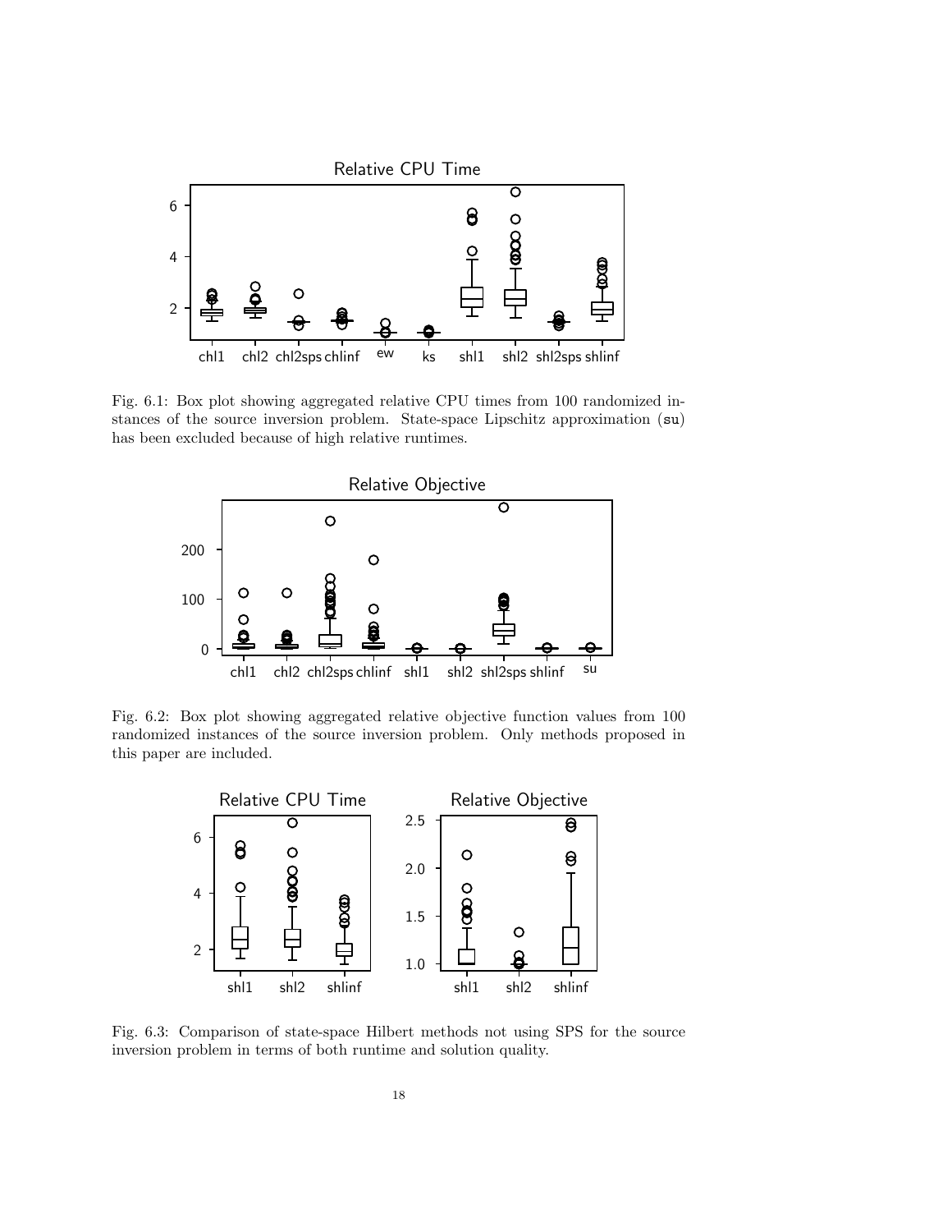Fig. 6.1: Box plot showing aggregated relative CPU times from 100 randomized instances of the source inversion problem. State-space Lipschitz approximation (su) has been excluded because of high relative runtimes.

Fig. 6.2: Box plot showing aggregated relative objective function values from 100 randomized instances of the source inversion problem. Only methods proposed in this paper are included.

Fig. 6.3: Comparison of state-space Hilbert methods not using SPS for the source inversion problem in terms of both runtime and solution quality.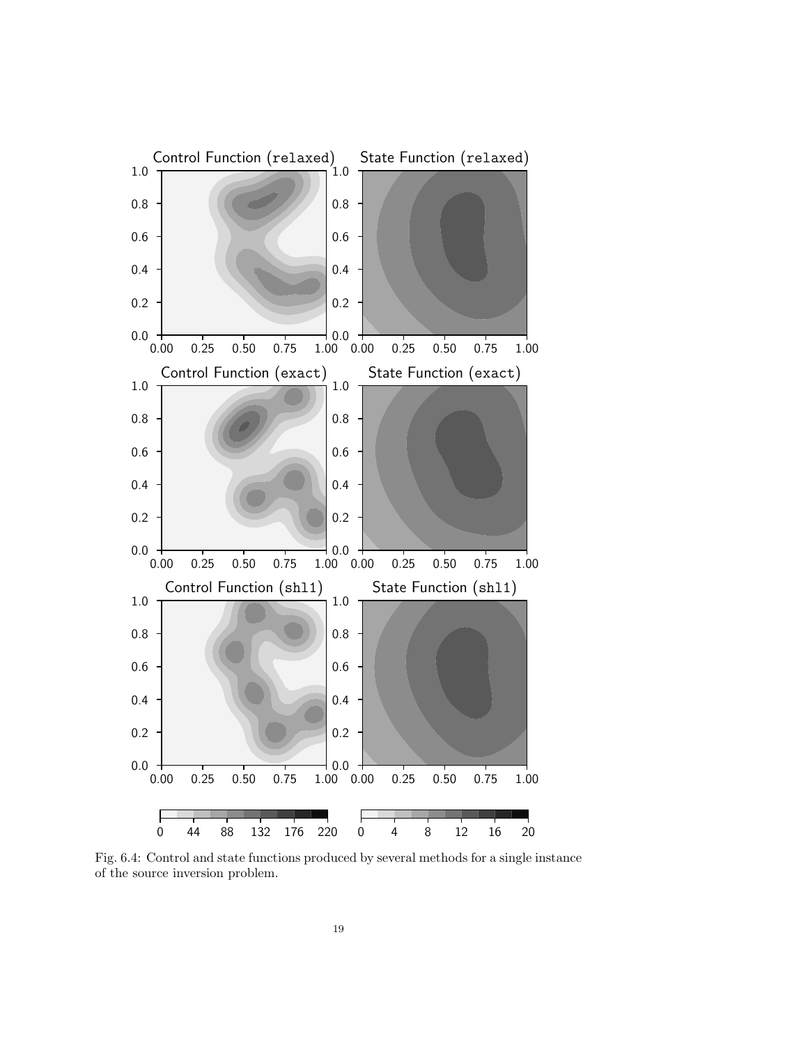Fig. 6.4: Control and state functions produced by several methods for a single instance of the source inversion problem.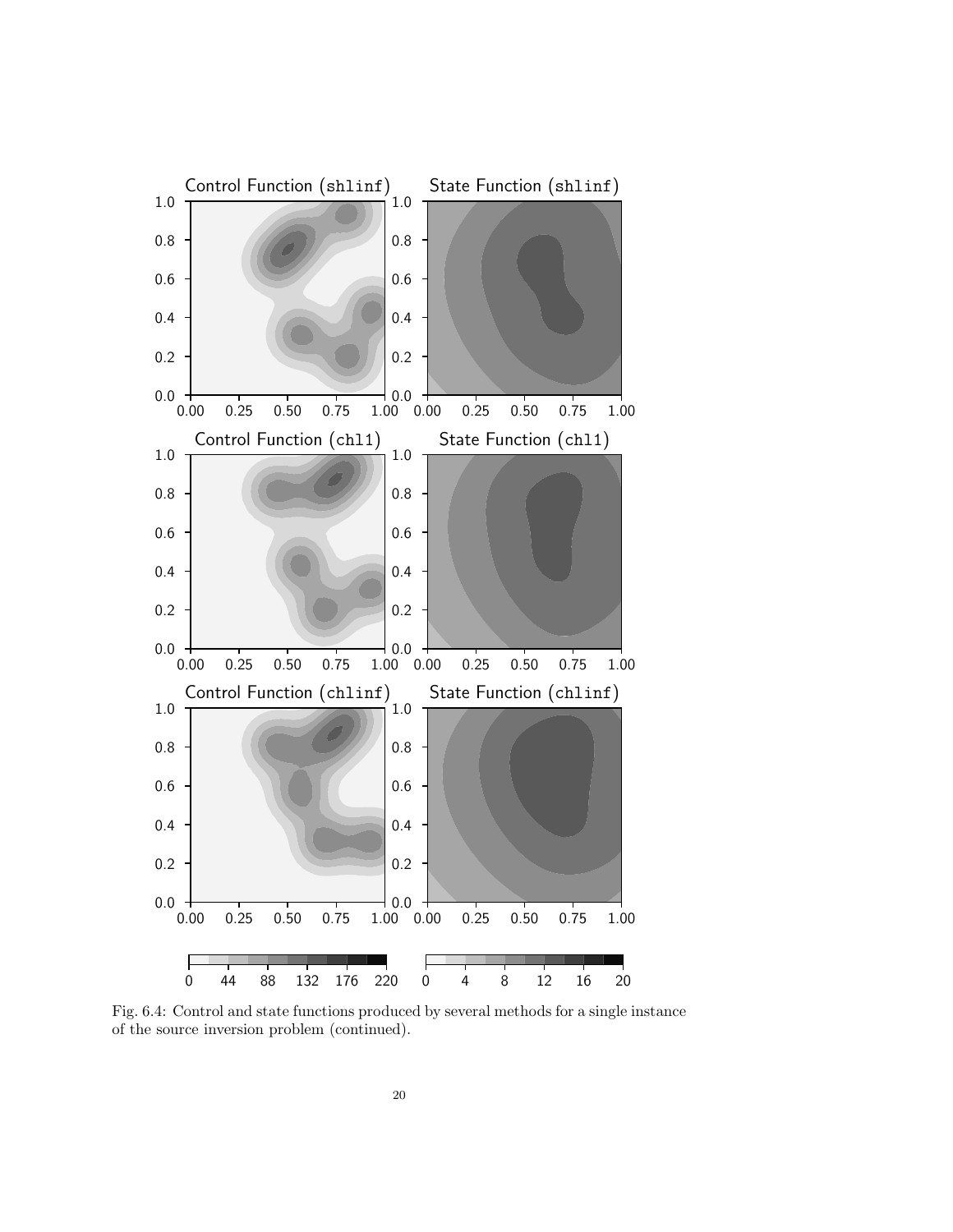Fig. 6.4: Control and state functions produced by several methods for a single instance of the source inversion problem (continued).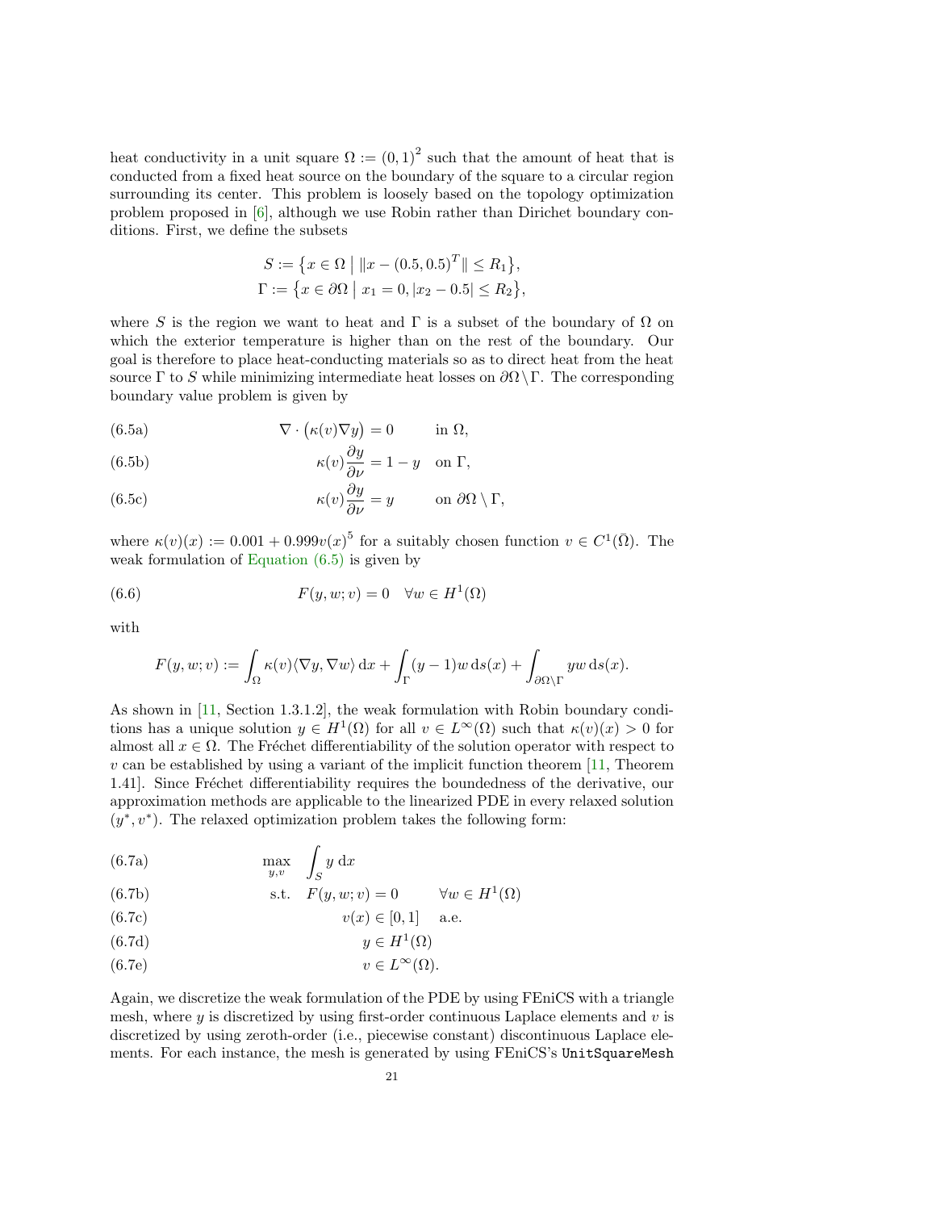heat conductivity in a unit square $\Omega := (0,1)^2$ such that the amount of heat that is conducted from a fixed heat source on the boundary of the square to a circular region surrounding its center. This problem is loosely based on the topology optimization problem proposed in [6], although we use Robin rather than Dirichet boundary conditions. First, we define the subsets

$$S := \{x \in \Omega \mid \|x - (0.5, 0.5)^T\| \leq R_1\},$$
$$\Gamma := \{x \in \partial\Omega \mid x_1 = 0, |x_2 - 0.5| \leq R_2\},$$

where $S$ is the region we want to heat and $\Gamma$ is a subset of the boundary of $\Omega$ on which the exterior temperature is higher than on the rest of the boundary. Our goal is therefore to place heat-conducting materials so as to direct heat from the heat source $\Gamma$ to $S$ while minimizing intermediate heat losses on $\partial\Omega\setminus\Gamma$. The corresponding boundary value problem is given by

$$\nabla \cdot \big(\kappa(v)\nabla y\big) = 0 \quad \text{in } \Omega, \tag{6.5a}$$

$$\kappa(v)\frac{\partial y}{\partial \nu} = 1 - y \quad \text{on } \Gamma, \tag{6.5b}$$

$$\kappa(v)\frac{\partial y}{\partial \nu} = y \quad \text{on } \partial\Omega \setminus \Gamma, \tag{6.5c}$$

where $\kappa(v)(x) := 0.001 + 0.999v(x)^5$ for a suitably chosen function $v \in C^1(\bar{\Omega})$. The weak formulation of Equation (6.5) is given by

$$F(y, w; v) = 0 \quad \forall w \in H^1(\Omega) \tag{6.6}$$

with

$$F(y, w; v) := \int_\Omega \kappa(v)\langle\nabla y, \nabla w\rangle \,\mathrm{d}x + \int_\Gamma (y-1)w \,\mathrm{d}s(x) + \int_{\partial\Omega\setminus\Gamma} yw \,\mathrm{d}s(x).$$

As shown in [11, Section 1.3.1.2], the weak formulation with Robin boundary conditions has a unique solution $y \in H^1(\Omega)$ for all $v \in L^\infty(\Omega)$ such that $\kappa(v)(x) > 0$ for almost all $x \in \Omega$. The Fréchet differentiability of the solution operator with respect to $v$ can be established by using a variant of the implicit function theorem [11, Theorem 1.41]. Since Fréchet differentiability requires the boundedness of the derivative, our approximation methods are applicable to the linearized PDE in every relaxed solution $(y^*, v^*)$. The relaxed optimization problem takes the following form:

$$\max_{y,v} \quad \int_S y \,\mathrm{d}x \tag{6.7a}$$

$$\text{s.t.} \quad F(y, w; v) = 0 \qquad \forall w \in H^1(\Omega) \tag{6.7b}$$

$$v(x) \in [0, 1] \quad \text{a.e.} \tag{6.7c}$$

$$y \in H^1(\Omega) \tag{6.7d}$$

$$v \in L^\infty(\Omega). \tag{6.7e}$$

Again, we discretize the weak formulation of the PDE by using FEniCS with a triangle mesh, where $y$ is discretized by using first-order continuous Laplace elements and $v$ is discretized by using zeroth-order (i.e., piecewise constant) discontinuous Laplace elements. For each instance, the mesh is generated by using FEniCS's `UnitSquareMesh`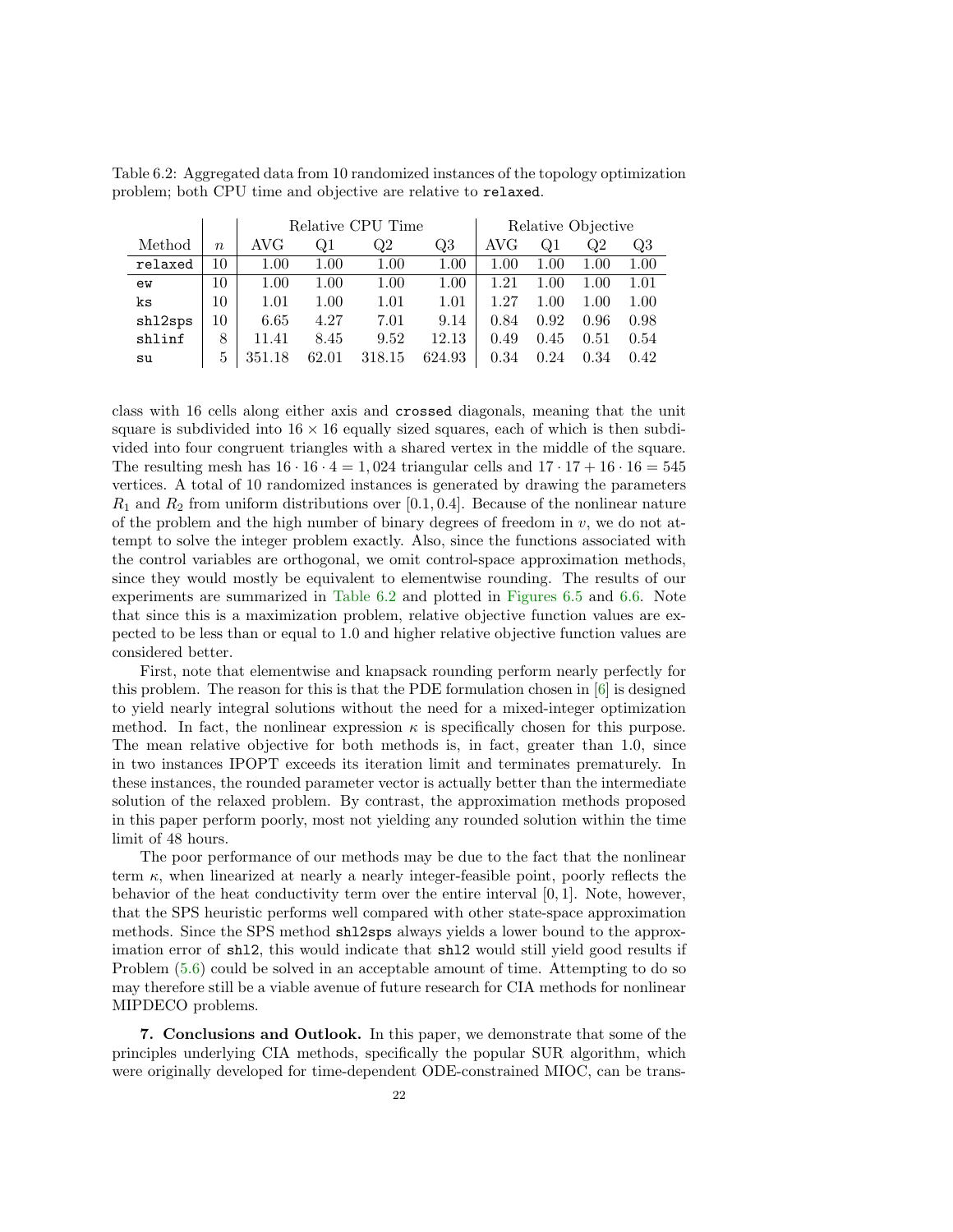Table 6.2: Aggregated data from 10 randomized instances of the topology optimization problem; both CPU time and objective are relative to `relaxed`.

| Method | $n$ | Relative CPU Time | | | | Relative Objective | | | |
|---|---|---|---|---|---|---|---|---|---|
| | | AVG | Q1 | Q2 | Q3 | AVG | Q1 | Q2 | Q3 |
| `relaxed` | 10 | 1.00 | 1.00 | 1.00 | 1.00 | 1.00 | 1.00 | 1.00 | 1.00 |
| `ew` | 10 | 1.00 | 1.00 | 1.00 | 1.00 | 1.21 | 1.00 | 1.00 | 1.01 |
| `ks` | 10 | 1.01 | 1.00 | 1.01 | 1.01 | 1.27 | 1.00 | 1.00 | 1.00 |
| `shl2sps` | 10 | 6.65 | 4.27 | 7.01 | 9.14 | 0.84 | 0.92 | 0.96 | 0.98 |
| `shlinf` | 8 | 11.41 | 8.45 | 9.52 | 12.13 | 0.49 | 0.45 | 0.51 | 0.54 |
| `su` | 5 | 351.18 | 62.01 | 318.15 | 624.93 | 0.34 | 0.24 | 0.34 | 0.42 |

class with 16 cells along either axis and `crossed` diagonals, meaning that the unit square is subdivided into $16 \times 16$ equally sized squares, each of which is then subdivided into four congruent triangles with a shared vertex in the middle of the square. The resulting mesh has $16 \cdot 16 \cdot 4 = 1,024$ triangular cells and $17 \cdot 17 + 16 \cdot 16 = 545$ vertices. A total of 10 randomized instances is generated by drawing the parameters $R_1$ and $R_2$ from uniform distributions over $[0.1, 0.4]$. Because of the nonlinear nature of the problem and the high number of binary degrees of freedom in $v$, we do not attempt to solve the integer problem exactly. Also, since the functions associated with the control variables are orthogonal, we omit control-space approximation methods, since they would mostly be equivalent to elementwise rounding. The results of our experiments are summarized in Table 6.2 and plotted in Figures 6.5 and 6.6. Note that since this is a maximization problem, relative objective function values are expected to be less than or equal to 1.0 and higher relative objective function values are considered better.

First, note that elementwise and knapsack rounding perform nearly perfectly for this problem. The reason for this is that the PDE formulation chosen in [6] is designed to yield nearly integral solutions without the need for a mixed-integer optimization method. In fact, the nonlinear expression $\kappa$ is specifically chosen for this purpose. The mean relative objective for both methods is, in fact, greater than 1.0, since in two instances IPOPT exceeds its iteration limit and terminates prematurely. In these instances, the rounded parameter vector is actually better than the intermediate solution of the relaxed problem. By contrast, the approximation methods proposed in this paper perform poorly, most not yielding any rounded solution within the time limit of 48 hours.

The poor performance of our methods may be due to the fact that the nonlinear term $\kappa$, when linearized at nearly a nearly integer-feasible point, poorly reflects the behavior of the heat conductivity term over the entire interval $[0, 1]$. Note, however, that the SPS heuristic performs well compared with other state-space approximation methods. Since the SPS method `shl2sps` always yields a lower bound to the approximation error of `shl2`, this would indicate that `shl2` would still yield good results if Problem (5.6) could be solved in an acceptable amount of time. Attempting to do so may therefore still be a viable avenue of future research for CIA methods for nonlinear MIPDECO problems.

## 7. Conclusions and Outlook.

In this paper, we demonstrate that some of the principles underlying CIA methods, specifically the popular SUR algorithm, which were originally developed for time-dependent ODE-constrained MIOC, can be trans-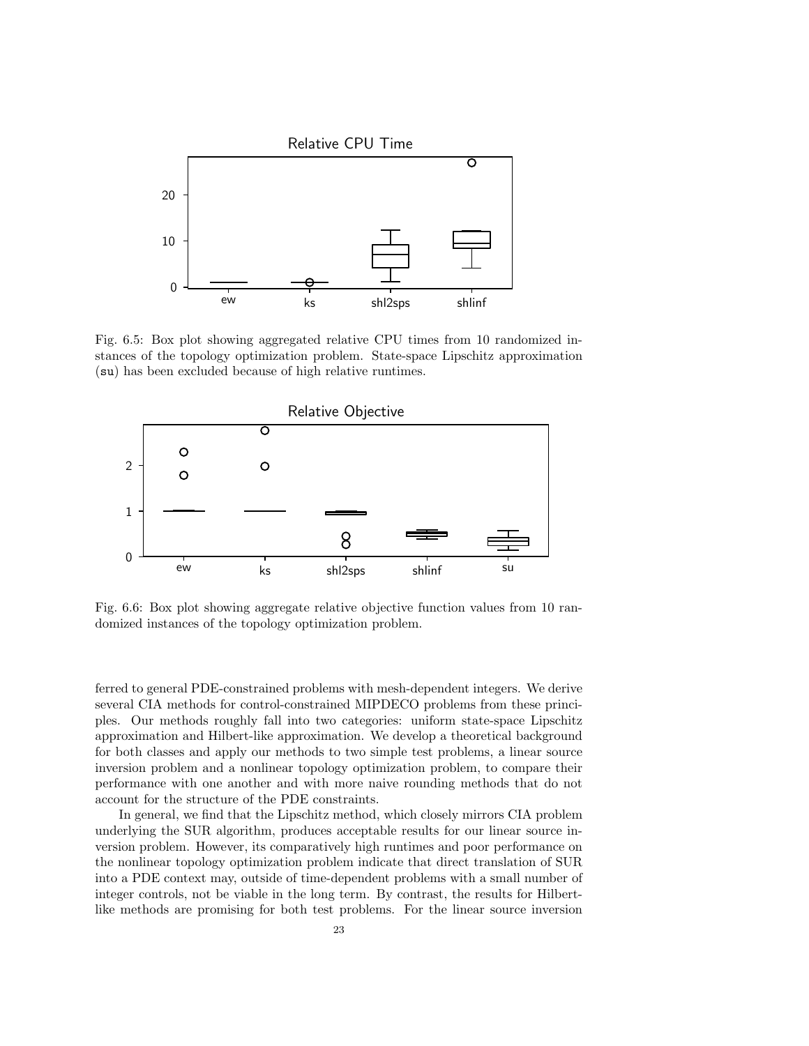Fig. 6.5: Box plot showing aggregated relative CPU times from 10 randomized instances of the topology optimization problem. State-space Lipschitz approximation (su) has been excluded because of high relative runtimes.

Fig. 6.6: Box plot showing aggregate relative objective function values from 10 randomized instances of the topology optimization problem.

ferred to general PDE-constrained problems with mesh-dependent integers. We derive several CIA methods for control-constrained MIPDECO problems from these principles. Our methods roughly fall into two categories: uniform state-space Lipschitz approximation and Hilbert-like approximation. We develop a theoretical background for both classes and apply our methods to two simple test problems, a linear source inversion problem and a nonlinear topology optimization problem, to compare their performance with one another and with more naive rounding methods that do not account for the structure of the PDE constraints.

In general, we find that the Lipschitz method, which closely mirrors CIA problem underlying the SUR algorithm, produces acceptable results for our linear source inversion problem. However, its comparatively high runtimes and poor performance on the nonlinear topology optimization problem indicate that direct translation of SUR into a PDE context may, outside of time-dependent problems with a small number of integer controls, not be viable in the long term. By contrast, the results for Hilbert-like methods are promising for both test problems. For the linear source inversion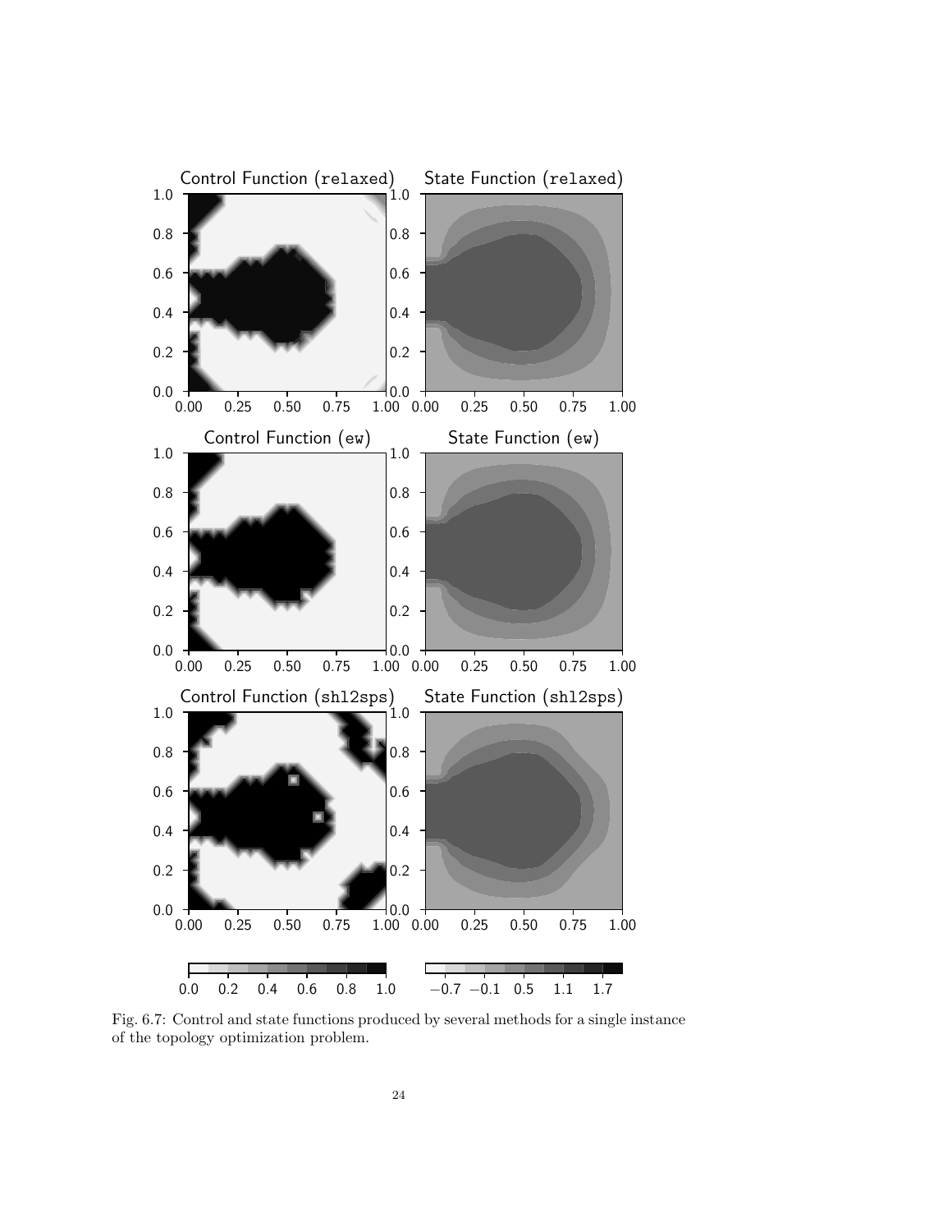Fig. 6.7: Control and state functions produced by several methods for a single instance of the topology optimization problem.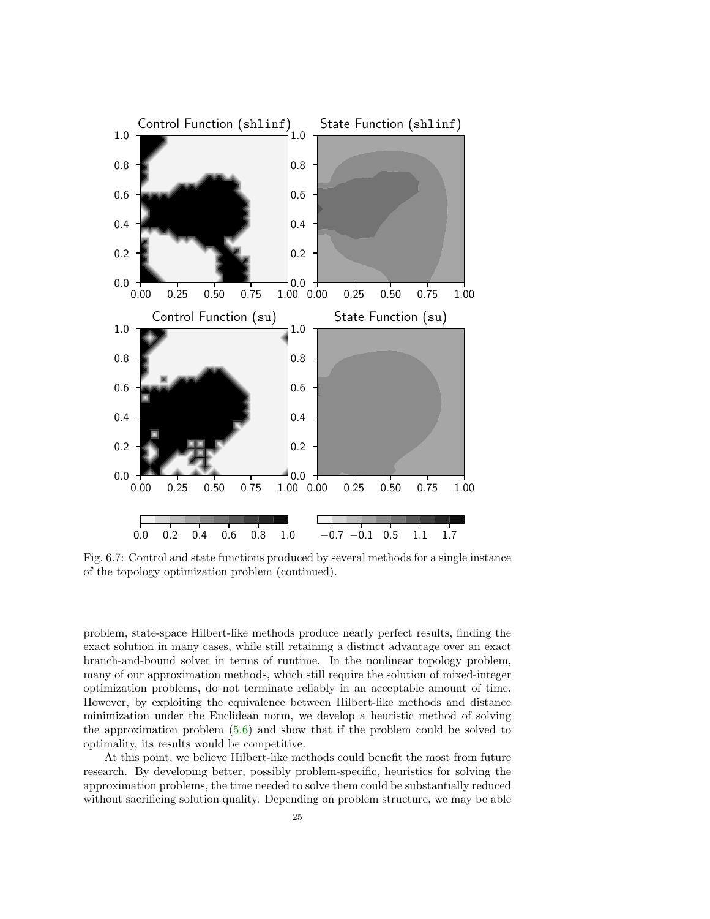Fig. 6.7: Control and state functions produced by several methods for a single instance of the topology optimization problem (continued).

problem, state-space Hilbert-like methods produce nearly perfect results, finding the exact solution in many cases, while still retaining a distinct advantage over an exact branch-and-bound solver in terms of runtime. In the nonlinear topology problem, many of our approximation methods, which still require the solution of mixed-integer optimization problems, do not terminate reliably in an acceptable amount of time. However, by exploiting the equivalence between Hilbert-like methods and distance minimization under the Euclidean norm, we develop a heuristic method of solving the approximation problem (5.6) and show that if the problem could be solved to optimality, its results would be competitive.

At this point, we believe Hilbert-like methods could benefit the most from future research. By developing better, possibly problem-specific, heuristics for solving the approximation problems, the time needed to solve them could be substantially reduced without sacrificing solution quality. Depending on problem structure, we may be able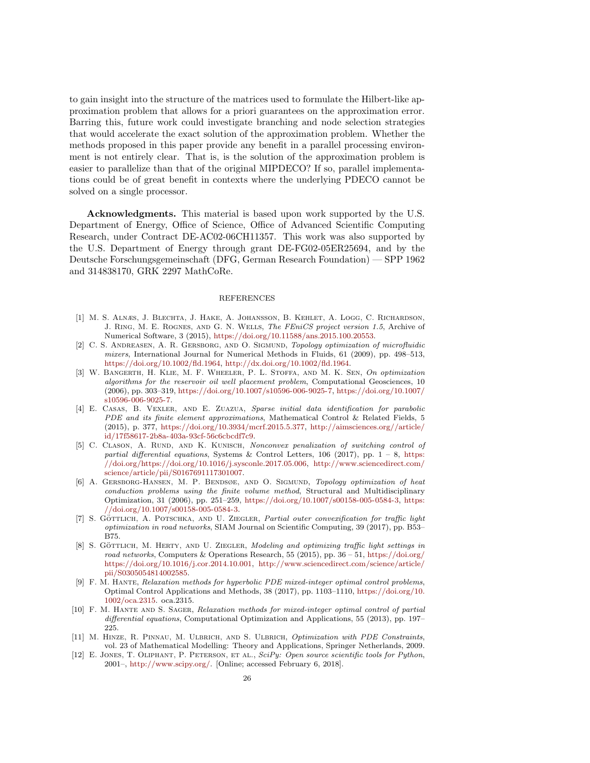to gain insight into the structure of the matrices used to formulate the Hilbert-like approximation problem that allows for a priori guarantees on the approximation error. Barring this, future work could investigate branching and node selection strategies that would accelerate the exact solution of the approximation problem. Whether the methods proposed in this paper provide any benefit in a parallel processing environment is not entirely clear. That is, is the solution of the approximation problem is easier to parallelize than that of the original MIPDECO? If so, parallel implementations could be of great benefit in contexts where the underlying PDECO cannot be solved on a single processor.

**Acknowledgments.** This material is based upon work supported by the U.S. Department of Energy, Office of Science, Office of Advanced Scientific Computing Research, under Contract DE-AC02-06CH11357. This work was also supported by the U.S. Department of Energy through grant DE-FG02-05ER25694, and by the Deutsche Forschungsgemeinschaft (DFG, German Research Foundation) — SPP 1962 and 314838170, GRK 2297 MathCoRe.

## REFERENCES

[1] M. S. Alnæs, J. Blechta, J. Hake, A. Johansson, B. Kehlet, A. Logg, C. Richardson, J. Ring, M. E. Rognes, and G. N. Wells, *The FEniCS project version 1.5*, Archive of Numerical Software, 3 (2015), https://doi.org/10.11588/ans.2015.100.20553.

[2] C. S. Andreasen, A. R. Gersborg, and O. Sigmund, *Topology optimization of microfluidic mixers*, International Journal for Numerical Methods in Fluids, 61 (2009), pp. 498–513, https://doi.org/10.1002/fld.1964, http://dx.doi.org/10.1002/fld.1964.

[3] W. Bangerth, H. Klie, M. F. Wheeler, P. L. Stoffa, and M. K. Sen, *On optimization algorithms for the reservoir oil well placement problem*, Computational Geosciences, 10 (2006), pp. 303–319, https://doi.org/10.1007/s10596-006-9025-7, https://doi.org/10.1007/s10596-006-9025-7.

[4] E. Casas, B. Vexler, and E. Zuazua, *Sparse initial data identification for parabolic PDE and its finite element approximations*, Mathematical Control & Related Fields, 5 (2015), p. 377, https://doi.org/10.3934/mcrf.2015.5.377, http://aimsciences.org//article/id/17f58617-2b8a-403a-93cf-56c6cbcdf7c9.

[5] C. Clason, A. Rund, and K. Kunisch, *Nonconvex penalization of switching control of partial differential equations*, Systems & Control Letters, 106 (2017), pp. 1 – 8, https://doi.org/https://doi.org/10.1016/j.sysconle.2017.05.006, http://www.sciencedirect.com/science/article/pii/S0167691117301007.

[6] A. Gersborg-Hansen, M. P. Bendsøe, and O. Sigmund, *Topology optimization of heat conduction problems using the finite volume method*, Structural and Multidisciplinary Optimization, 31 (2006), pp. 251–259, https://doi.org/10.1007/s00158-005-0584-3, https://doi.org/10.1007/s00158-005-0584-3.

[7] S. Göttlich, A. Potschka, and U. Ziegler, *Partial outer convexification for traffic light optimization in road networks*, SIAM Journal on Scientific Computing, 39 (2017), pp. B53–B75.

[8] S. Göttlich, M. Herty, and U. Ziegler, *Modeling and optimizing traffic light settings in road networks*, Computers & Operations Research, 55 (2015), pp. 36 – 51, https://doi.org/https://doi.org/10.1016/j.cor.2014.10.001, http://www.sciencedirect.com/science/article/pii/S0305054814002585.

[9] F. M. Hante, *Relaxation methods for hyperbolic PDE mixed-integer optimal control problems*, Optimal Control Applications and Methods, 38 (2017), pp. 1103–1110, https://doi.org/10.1002/oca.2315. oca.2315.

[10] F. M. Hante and S. Sager, *Relaxation methods for mixed-integer optimal control of partial differential equations*, Computational Optimization and Applications, 55 (2013), pp. 197–225.

[11] M. Hinze, R. Pinnau, M. Ulbrich, and S. Ulbrich, *Optimization with PDE Constraints*, vol. 23 of Mathematical Modelling: Theory and Applications, Springer Netherlands, 2009.

[12] E. Jones, T. Oliphant, P. Peterson, et al., *SciPy: Open source scientific tools for Python*, 2001–, http://www.scipy.org/. [Online; accessed February 6, 2018].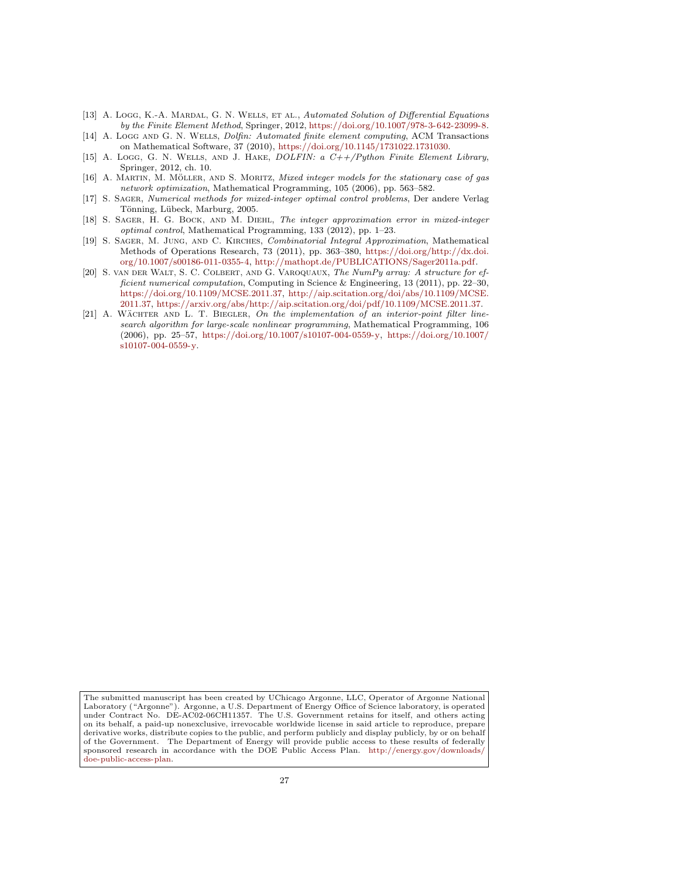[13] A. Logg, K.-A. Mardal, G. N. Wells, et al., *Automated Solution of Differential Equations by the Finite Element Method*, Springer, 2012, https://doi.org/10.1007/978-3-642-23099-8.

[14] A. Logg and G. N. Wells, *Dolfin: Automated finite element computing*, ACM Transactions on Mathematical Software, 37 (2010), https://doi.org/10.1145/1731022.1731030.

[15] A. Logg, G. N. Wells, and J. Hake, *DOLFIN: a C++/Python Finite Element Library*, Springer, 2012, ch. 10.

[16] A. Martin, M. Möller, and S. Moritz, *Mixed integer models for the stationary case of gas network optimization*, Mathematical Programming, 105 (2006), pp. 563–582.

[17] S. Sager, *Numerical methods for mixed-integer optimal control problems*, Der andere Verlag Tönning, Lübeck, Marburg, 2005.

[18] S. Sager, H. G. Bock, and M. Diehl, *The integer approximation error in mixed-integer optimal control*, Mathematical Programming, 133 (2012), pp. 1–23.

[19] S. Sager, M. Jung, and C. Kirches, *Combinatorial Integral Approximation*, Mathematical Methods of Operations Research, 73 (2011), pp. 363–380, https://doi.org/http://dx.doi.org/10.1007/s00186-011-0355-4, http://mathopt.de/PUBLICATIONS/Sager2011a.pdf.

[20] S. van der Walt, S. C. Colbert, and G. Varoquaux, *The NumPy array: A structure for efficient numerical computation*, Computing in Science & Engineering, 13 (2011), pp. 22–30, https://doi.org/10.1109/MCSE.2011.37, http://aip.scitation.org/doi/abs/10.1109/MCSE.2011.37, https://arxiv.org/abs/http://aip.scitation.org/doi/pdf/10.1109/MCSE.2011.37.

[21] A. Wächter and L. T. Biegler, *On the implementation of an interior-point filter line-search algorithm for large-scale nonlinear programming*, Mathematical Programming, 106 (2006), pp. 25–57, https://doi.org/10.1007/s10107-004-0559-y, https://doi.org/10.1007/s10107-004-0559-y.

The submitted manuscript has been created by UChicago Argonne, LLC, Operator of Argonne National Laboratory ("Argonne"). Argonne, a U.S. Department of Energy Office of Science laboratory, is operated under Contract No. DE-AC02-06CH11357. The U.S. Government retains for itself, and others acting on its behalf, a paid-up nonexclusive, irrevocable worldwide license in said article to reproduce, prepare derivative works, distribute copies to the public, and perform publicly and display publicly, by or on behalf of the Government. The Department of Energy will provide public access to these results of federally sponsored research in accordance with the DOE Public Access Plan. http://energy.gov/downloads/doe-public-access-plan.